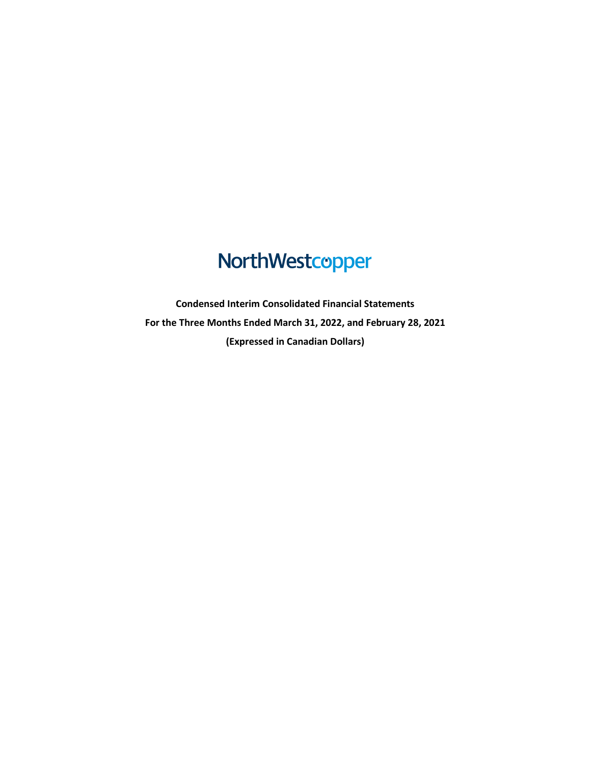NorthWestcopper

**Condensed Interim Consolidated Financial Statements**

**For the Three Months Ended March 31, 2022, and February 28, 2021**

**(Expressed in Canadian Dollars)**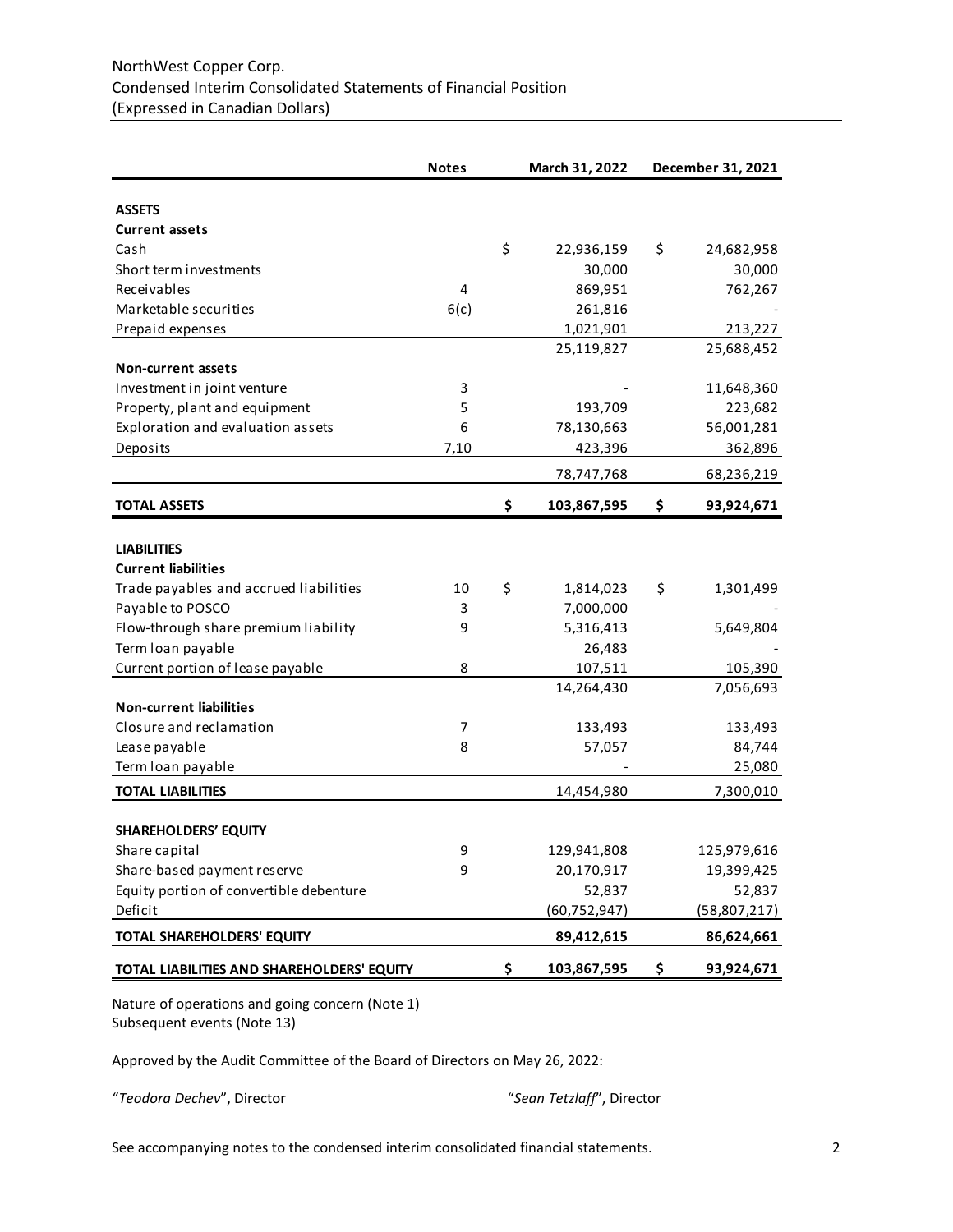NorthWest Copper Corp.
Condensed Interim Consolidated Statements of Financial Position
(Expressed in Canadian Dollars)

| | Notes | March 31, 2022 | December 31, 2021 |
|---|---|---|---|
| **ASSETS** | | | |
| **Current assets** | | | |
| Cash | | $ 22,936,159 | $ 24,682,958 |
| Short term investments | | 30,000 | 30,000 |
| Receivables | 4 | 869,951 | 762,267 |
| Marketable securities | 6(c) | 261,816 | - |
| Prepaid expenses | | 1,021,901 | 213,227 |
| | | 25,119,827 | 25,688,452 |
| **Non-current assets** | | | |
| Investment in joint venture | 3 | - | 11,648,360 |
| Property, plant and equipment | 5 | 193,709 | 223,682 |
| Exploration and evaluation assets | 6 | 78,130,663 | 56,001,281 |
| Deposits | 7,10 | 423,396 | 362,896 |
| | | 78,747,768 | 68,236,219 |
| **TOTAL ASSETS** | | **$ 103,867,595** | **$ 93,924,671** |
| **LIABILITIES** | | | |
| **Current liabilities** | | | |
| Trade payables and accrued liabilities | 10 | $ 1,814,023 | $ 1,301,499 |
| Payable to POSCO | 3 | 7,000,000 | - |
| Flow-through share premium liability | 9 | 5,316,413 | 5,649,804 |
| Term loan payable | | 26,483 | - |
| Current portion of lease payable | 8 | 107,511 | 105,390 |
| | | 14,264,430 | 7,056,693 |
| **Non-current liabilities** | | | |
| Closure and reclamation | 7 | 133,493 | 133,493 |
| Lease payable | 8 | 57,057 | 84,744 |
| Term loan payable | | - | 25,080 |
| **TOTAL LIABILITIES** | | 14,454,980 | 7,300,010 |
| **SHAREHOLDERS' EQUITY** | | | |
| Share capital | 9 | 129,941,808 | 125,979,616 |
| Share-based payment reserve | 9 | 20,170,917 | 19,399,425 |
| Equity portion of convertible debenture | | 52,837 | 52,837 |
| Deficit | | (60,752,947) | (58,807,217) |
| **TOTAL SHAREHOLDERS' EQUITY** | | **89,412,615** | **86,624,661** |
| **TOTAL LIABILITIES AND SHAREHOLDERS' EQUITY** | | **$ 103,867,595** | **$ 93,924,671** |

Nature of operations and going concern (Note 1)
Subsequent events (Note 13)

Approved by the Audit Committee of the Board of Directors on May 26, 2022:

"*Teodora Dechev*", Director

"*Sean Tetzlaff*", Director

See accompanying notes to the condensed interim consolidated financial statements.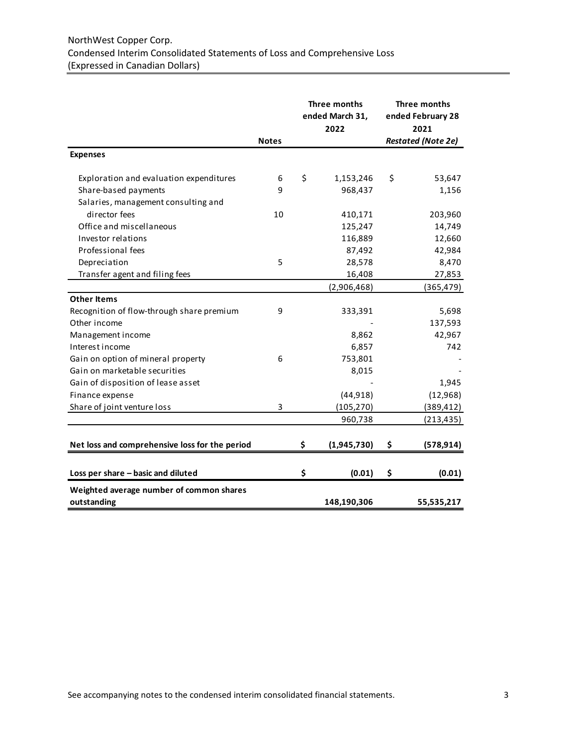NorthWest Copper Corp.
Condensed Interim Consolidated Statements of Loss and Comprehensive Loss
(Expressed in Canadian Dollars)

| | Notes | Three months ended March 31, 2022 | Three months ended February 28 2021 *Restated (Note 2e)* |
|---|---|---|---|
| **Expenses** | | | |
| Exploration and evaluation expenditures | 6 | $ 1,153,246 | $ 53,647 |
| Share-based payments | 9 | 968,437 | 1,156 |
| Salaries, management consulting and director fees | 10 | 410,171 | 203,960 |
| Office and miscellaneous | | 125,247 | 14,749 |
| Investor relations | | 116,889 | 12,660 |
| Professional fees | | 87,492 | 42,984 |
| Depreciation | 5 | 28,578 | 8,470 |
| Transfer agent and filing fees | | 16,408 | 27,853 |
| | | (2,906,468) | (365,479) |
| **Other Items** | | | |
| Recognition of flow-through share premium | 9 | 333,391 | 5,698 |
| Other income | | - | 137,593 |
| Management income | | 8,862 | 42,967 |
| Interest income | | 6,857 | 742 |
| Gain on option of mineral property | 6 | 753,801 | - |
| Gain on marketable securities | | 8,015 | - |
| Gain of disposition of lease asset | | - | 1,945 |
| Finance expense | | (44,918) | (12,968) |
| Share of joint venture loss | 3 | (105,270) | (389,412) |
| | | 960,738 | (213,435) |
| **Net loss and comprehensive loss for the period** | | **$ (1,945,730)** | **$ (578,914)** |
| **Loss per share – basic and diluted** | | **$ (0.01)** | **$ (0.01)** |
| **Weighted average number of common shares outstanding** | | **148,190,306** | **55,535,217** |

See accompanying notes to the condensed interim consolidated financial statements.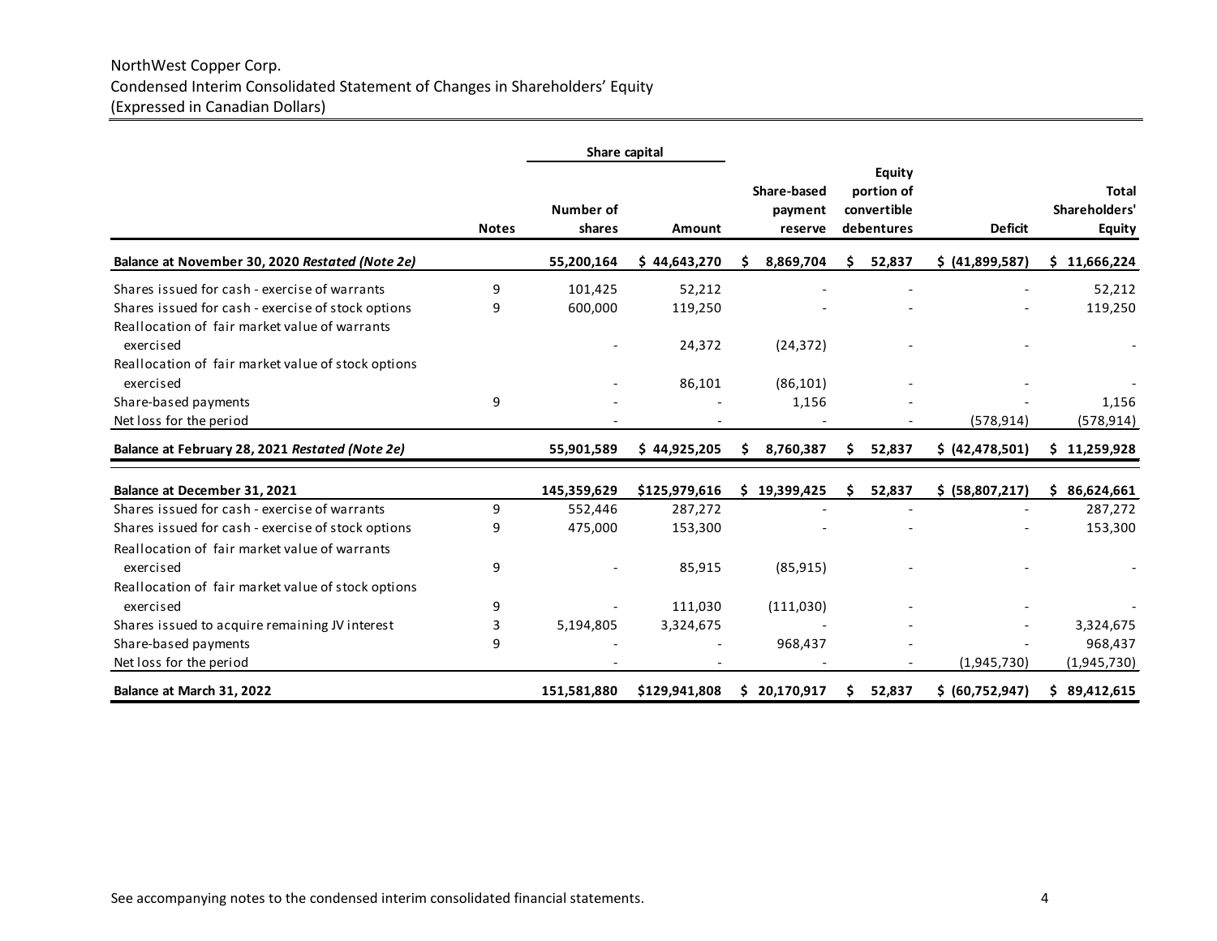NorthWest Copper Corp.
Condensed Interim Consolidated Statement of Changes in Shareholders' Equity
(Expressed in Canadian Dollars)

| | Notes | Share capital | | Share-based payment reserve | Equity portion of convertible debentures | Deficit | Total Shareholders' Equity |
|---|---|---|---|---|---|---|---|
| | | Number of shares | Amount | | | | |
| **Balance at November 30, 2020 *Restated (Note 2e)*** | | **55,200,164** | **$ 44,643,270** | **$ 8,869,704** | **$ 52,837** | **$ (41,899,587)** | **$ 11,666,224** |
| Shares issued for cash - exercise of warrants | 9 | 101,425 | 52,212 | - | - | - | 52,212 |
| Shares issued for cash - exercise of stock options | 9 | 600,000 | 119,250 | - | - | - | 119,250 |
| Reallocation of fair market value of warrants exercised | | - | 24,372 | (24,372) | - | - | - |
| Reallocation of fair market value of stock options exercised | | - | 86,101 | (86,101) | - | - | - |
| Share-based payments | 9 | - | - | 1,156 | - | - | 1,156 |
| Net loss for the period | | - | - | - | - | (578,914) | (578,914) |
| **Balance at February 28, 2021 *Restated (Note 2e)*** | | **55,901,589** | **$ 44,925,205** | **$ 8,760,387** | **$ 52,837** | **$ (42,478,501)** | **$ 11,259,928** |
| | | | | | | | |
| **Balance at December 31, 2021** | | **145,359,629** | **$125,979,616** | **$ 19,399,425** | **$ 52,837** | **$ (58,807,217)** | **$ 86,624,661** |
| Shares issued for cash - exercise of warrants | 9 | 552,446 | 287,272 | - | - | - | 287,272 |
| Shares issued for cash - exercise of stock options | 9 | 475,000 | 153,300 | - | - | - | 153,300 |
| Reallocation of fair market value of warrants exercised | 9 | - | 85,915 | (85,915) | - | - | - |
| Reallocation of fair market value of stock options exercised | 9 | - | 111,030 | (111,030) | - | - | - |
| Shares issued to acquire remaining JV interest | 3 | 5,194,805 | 3,324,675 | - | - | - | 3,324,675 |
| Share-based payments | 9 | - | - | 968,437 | - | - | 968,437 |
| Net loss for the period | | - | - | - | - | (1,945,730) | (1,945,730) |
| **Balance at March 31, 2022** | | **151,581,880** | **$129,941,808** | **$ 20,170,917** | **$ 52,837** | **$ (60,752,947)** | **$ 89,412,615** |

See accompanying notes to the condensed interim consolidated financial statements.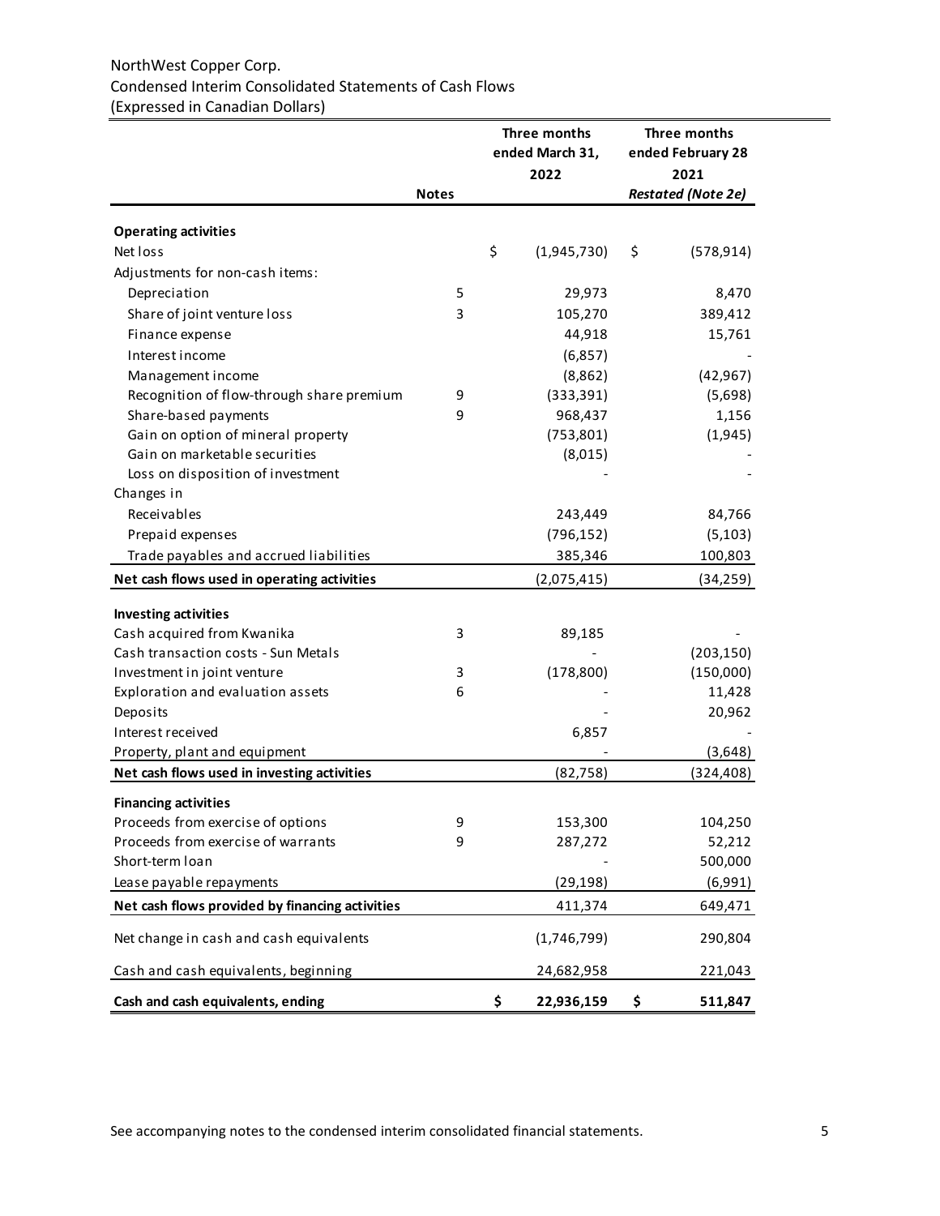NorthWest Copper Corp.
Condensed Interim Consolidated Statements of Cash Flows
(Expressed in Canadian Dollars)

| | Notes | Three months ended March 31, 2022 | Three months ended February 28 2021 *Restated (Note 2e)* |
|---|---|---|---|
| **Operating activities** | | | |
| Net loss | | $ (1,945,730) | $ (578,914) |
| Adjustments for non-cash items: | | | |
| Depreciation | 5 | 29,973 | 8,470 |
| Share of joint venture loss | 3 | 105,270 | 389,412 |
| Finance expense | | 44,918 | 15,761 |
| Interest income | | (6,857) | - |
| Management income | | (8,862) | (42,967) |
| Recognition of flow-through share premium | 9 | (333,391) | (5,698) |
| Share-based payments | 9 | 968,437 | 1,156 |
| Gain on option of mineral property | | (753,801) | (1,945) |
| Gain on marketable securities | | (8,015) | - |
| Loss on disposition of investment | | - | - |
| Changes in | | | |
| Receivables | | 243,449 | 84,766 |
| Prepaid expenses | | (796,152) | (5,103) |
| Trade payables and accrued liabilities | | 385,346 | 100,803 |
| **Net cash flows used in operating activities** | | (2,075,415) | (34,259) |
| **Investing activities** | | | |
| Cash acquired from Kwanika | 3 | 89,185 | - |
| Cash transaction costs - Sun Metals | | - | (203,150) |
| Investment in joint venture | 3 | (178,800) | (150,000) |
| Exploration and evaluation assets | 6 | - | 11,428 |
| Deposits | | - | 20,962 |
| Interest received | | 6,857 | - |
| Property, plant and equipment | | - | (3,648) |
| **Net cash flows used in investing activities** | | (82,758) | (324,408) |
| **Financing activities** | | | |
| Proceeds from exercise of options | 9 | 153,300 | 104,250 |
| Proceeds from exercise of warrants | 9 | 287,272 | 52,212 |
| Short-term loan | | - | 500,000 |
| Lease payable repayments | | (29,198) | (6,991) |
| **Net cash flows provided by financing activities** | | 411,374 | 649,471 |
| Net change in cash and cash equivalents | | (1,746,799) | 290,804 |
| Cash and cash equivalents, beginning | | 24,682,958 | 221,043 |
| **Cash and cash equivalents, ending** | | **$ 22,936,159** | **$ 511,847** |

See accompanying notes to the condensed interim consolidated financial statements.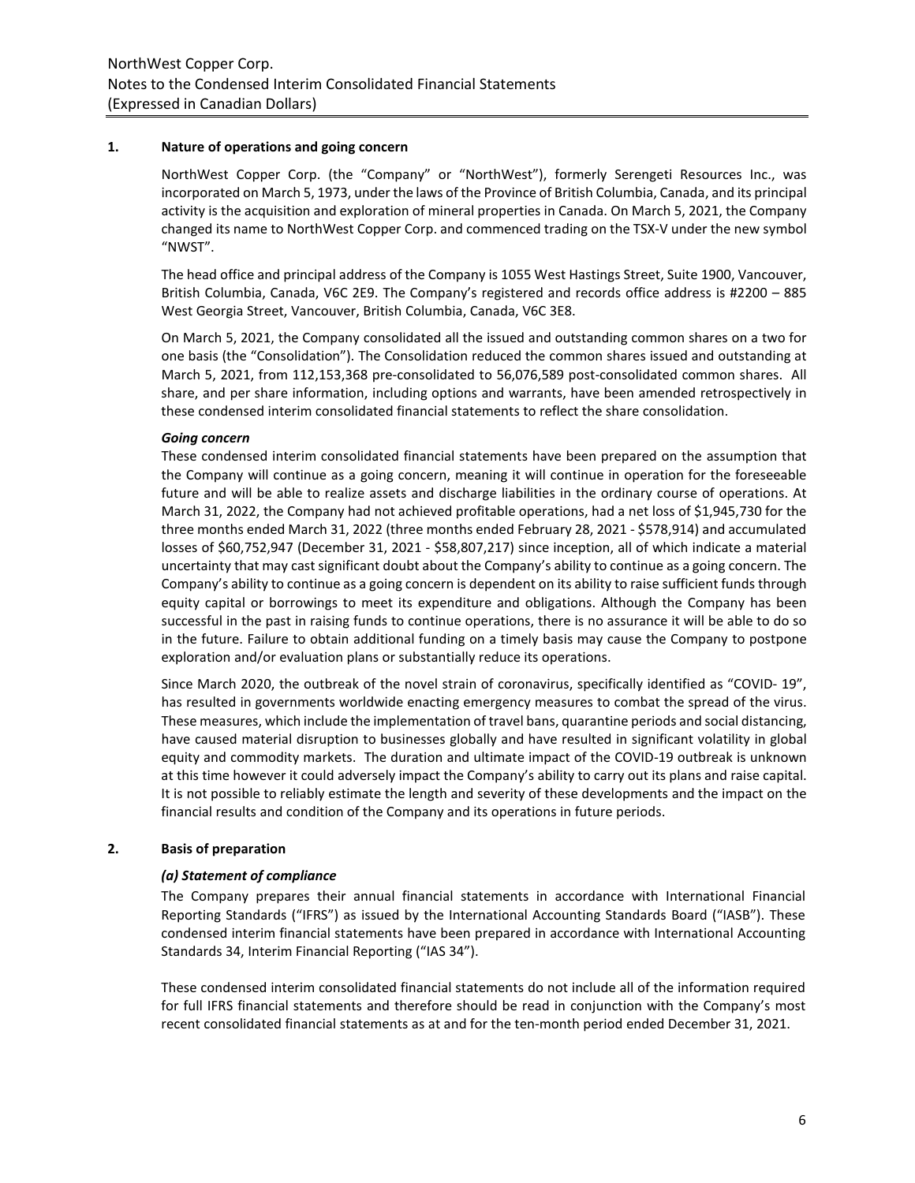## 1. Nature of operations and going concern

NorthWest Copper Corp. (the "Company" or "NorthWest"), formerly Serengeti Resources Inc., was incorporated on March 5, 1973, under the laws of the Province of British Columbia, Canada, and its principal activity is the acquisition and exploration of mineral properties in Canada. On March 5, 2021, the Company changed its name to NorthWest Copper Corp. and commenced trading on the TSX-V under the new symbol "NWST".

The head office and principal address of the Company is 1055 West Hastings Street, Suite 1900, Vancouver, British Columbia, Canada, V6C 2E9. The Company's registered and records office address is #2200 – 885 West Georgia Street, Vancouver, British Columbia, Canada, V6C 3E8.

On March 5, 2021, the Company consolidated all the issued and outstanding common shares on a two for one basis (the "Consolidation"). The Consolidation reduced the common shares issued and outstanding at March 5, 2021, from 112,153,368 pre-consolidated to 56,076,589 post-consolidated common shares. All share, and per share information, including options and warrants, have been amended retrospectively in these condensed interim consolidated financial statements to reflect the share consolidation.

***Going concern***

These condensed interim consolidated financial statements have been prepared on the assumption that the Company will continue as a going concern, meaning it will continue in operation for the foreseeable future and will be able to realize assets and discharge liabilities in the ordinary course of operations. At March 31, 2022, the Company had not achieved profitable operations, had a net loss of $1,945,730 for the three months ended March 31, 2022 (three months ended February 28, 2021 - $578,914) and accumulated losses of $60,752,947 (December 31, 2021 - $58,807,217) since inception, all of which indicate a material uncertainty that may cast significant doubt about the Company's ability to continue as a going concern. The Company's ability to continue as a going concern is dependent on its ability to raise sufficient funds through equity capital or borrowings to meet its expenditure and obligations. Although the Company has been successful in the past in raising funds to continue operations, there is no assurance it will be able to do so in the future. Failure to obtain additional funding on a timely basis may cause the Company to postpone exploration and/or evaluation plans or substantially reduce its operations.

Since March 2020, the outbreak of the novel strain of coronavirus, specifically identified as "COVID- 19", has resulted in governments worldwide enacting emergency measures to combat the spread of the virus. These measures, which include the implementation of travel bans, quarantine periods and social distancing, have caused material disruption to businesses globally and have resulted in significant volatility in global equity and commodity markets. The duration and ultimate impact of the COVID-19 outbreak is unknown at this time however it could adversely impact the Company's ability to carry out its plans and raise capital. It is not possible to reliably estimate the length and severity of these developments and the impact on the financial results and condition of the Company and its operations in future periods.

## 2. Basis of preparation

***(a) Statement of compliance***

The Company prepares their annual financial statements in accordance with International Financial Reporting Standards ("IFRS") as issued by the International Accounting Standards Board ("IASB"). These condensed interim financial statements have been prepared in accordance with International Accounting Standards 34, Interim Financial Reporting ("IAS 34").

These condensed interim consolidated financial statements do not include all of the information required for full IFRS financial statements and therefore should be read in conjunction with the Company's most recent consolidated financial statements as at and for the ten-month period ended December 31, 2021.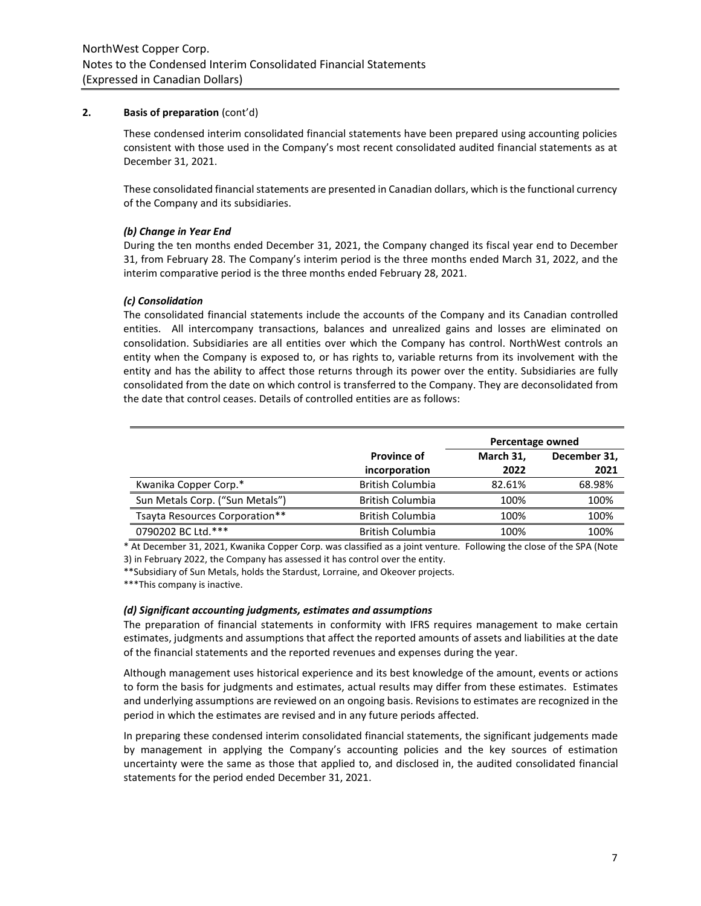## 2. Basis of preparation (cont'd)

These condensed interim consolidated financial statements have been prepared using accounting policies consistent with those used in the Company's most recent consolidated audited financial statements as at December 31, 2021.

These consolidated financial statements are presented in Canadian dollars, which is the functional currency of the Company and its subsidiaries.

### *(b) Change in Year End*

During the ten months ended December 31, 2021, the Company changed its fiscal year end to December 31, from February 28. The Company's interim period is the three months ended March 31, 2022, and the interim comparative period is the three months ended February 28, 2021.

### *(c) Consolidation*

The consolidated financial statements include the accounts of the Company and its Canadian controlled entities. All intercompany transactions, balances and unrealized gains and losses are eliminated on consolidation. Subsidiaries are all entities over which the Company has control. NorthWest controls an entity when the Company is exposed to, or has rights to, variable returns from its involvement with the entity and has the ability to affect those returns through its power over the entity. Subsidiaries are fully consolidated from the date on which control is transferred to the Company. They are deconsolidated from the date that control ceases. Details of controlled entities are as follows:

| | | Percentage owned | |
|---|---|---|---|
| | **Province of incorporation** | **March 31, 2022** | **December 31, 2021** |
| Kwanika Copper Corp.* | British Columbia | 82.61% | 68.98% |
| Sun Metals Corp. ("Sun Metals") | British Columbia | 100% | 100% |
| Tsayta Resources Corporation** | British Columbia | 100% | 100% |
| 0790202 BC Ltd.*** | British Columbia | 100% | 100% |

\* At December 31, 2021, Kwanika Copper Corp. was classified as a joint venture. Following the close of the SPA (Note 3) in February 2022, the Company has assessed it has control over the entity.

**Subsidiary of Sun Metals, holds the Stardust, Lorraine, and Okeover projects.

***This company is inactive.

### *(d) Significant accounting judgments, estimates and assumptions*

The preparation of financial statements in conformity with IFRS requires management to make certain estimates, judgments and assumptions that affect the reported amounts of assets and liabilities at the date of the financial statements and the reported revenues and expenses during the year.

Although management uses historical experience and its best knowledge of the amount, events or actions to form the basis for judgments and estimates, actual results may differ from these estimates. Estimates and underlying assumptions are reviewed on an ongoing basis. Revisions to estimates are recognized in the period in which the estimates are revised and in any future periods affected.

In preparing these condensed interim consolidated financial statements, the significant judgements made by management in applying the Company's accounting policies and the key sources of estimation uncertainty were the same as those that applied to, and disclosed in, the audited consolidated financial statements for the period ended December 31, 2021.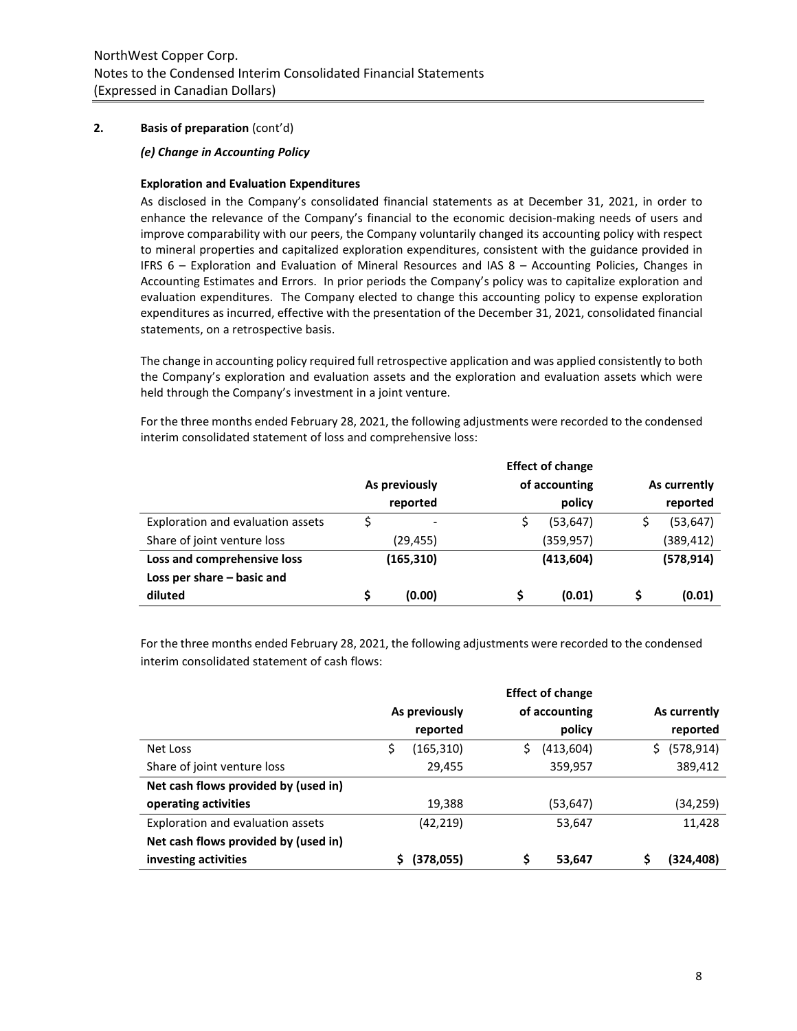## 2. Basis of preparation (cont'd)

### *(e) Change in Accounting Policy*

**Exploration and Evaluation Expenditures**

As disclosed in the Company's consolidated financial statements as at December 31, 2021, in order to enhance the relevance of the Company's financial to the economic decision-making needs of users and improve comparability with our peers, the Company voluntarily changed its accounting policy with respect to mineral properties and capitalized exploration expenditures, consistent with the guidance provided in IFRS 6 – Exploration and Evaluation of Mineral Resources and IAS 8 – Accounting Policies, Changes in Accounting Estimates and Errors. In prior periods the Company's policy was to capitalize exploration and evaluation expenditures. The Company elected to change this accounting policy to expense exploration expenditures as incurred, effective with the presentation of the December 31, 2021, consolidated financial statements, on a retrospective basis.

The change in accounting policy required full retrospective application and was applied consistently to both the Company's exploration and evaluation assets and the exploration and evaluation assets which were held through the Company's investment in a joint venture.

For the three months ended February 28, 2021, the following adjustments were recorded to the condensed interim consolidated statement of loss and comprehensive loss:

| | As previously reported | Effect of change of accounting policy | As currently reported |
|---|---|---|---|
| Exploration and evaluation assets | $ - | $ (53,647) | $ (53,647) |
| Share of joint venture loss | (29,455) | (359,957) | (389,412) |
| **Loss and comprehensive loss** | **(165,310)** | **(413,604)** | **(578,914)** |
| **Loss per share – basic and diluted** | **$ (0.00)** | **$ (0.01)** | **$ (0.01)** |

For the three months ended February 28, 2021, the following adjustments were recorded to the condensed interim consolidated statement of cash flows:

| | As previously reported | Effect of change of accounting policy | As currently reported |
|---|---|---|---|
| Net Loss | $ (165,310) | $ (413,604) | $ (578,914) |
| Share of joint venture loss | 29,455 | 359,957 | 389,412 |
| **Net cash flows provided by (used in) operating activities** | 19,388 | (53,647) | (34,259) |
| Exploration and evaluation assets | (42,219) | 53,647 | 11,428 |
| **Net cash flows provided by (used in) investing activities** | **$ (378,055)** | **$ 53,647** | **$ (324,408)** |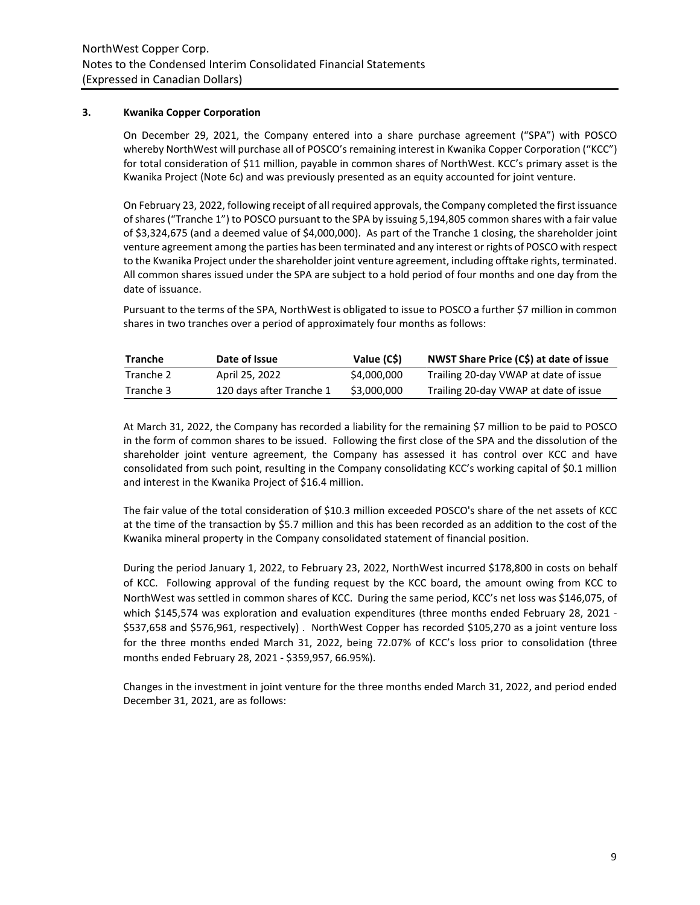### 3. Kwanika Copper Corporation

On December 29, 2021, the Company entered into a share purchase agreement ("SPA") with POSCO whereby NorthWest will purchase all of POSCO's remaining interest in Kwanika Copper Corporation ("KCC") for total consideration of $11 million, payable in common shares of NorthWest. KCC's primary asset is the Kwanika Project (Note 6c) and was previously presented as an equity accounted for joint venture.

On February 23, 2022, following receipt of all required approvals, the Company completed the first issuance of shares ("Tranche 1") to POSCO pursuant to the SPA by issuing 5,194,805 common shares with a fair value of $3,324,675 (and a deemed value of $4,000,000). As part of the Tranche 1 closing, the shareholder joint venture agreement among the parties has been terminated and any interest or rights of POSCO with respect to the Kwanika Project under the shareholder joint venture agreement, including offtake rights, terminated. All common shares issued under the SPA are subject to a hold period of four months and one day from the date of issuance.

Pursuant to the terms of the SPA, NorthWest is obligated to issue to POSCO a further $7 million in common shares in two tranches over a period of approximately four months as follows:

| Tranche | Date of Issue | Value (C$) | NWST Share Price (C$) at date of issue |
|---|---|---|---|
| Tranche 2 | April 25, 2022 | $4,000,000 | Trailing 20-day VWAP at date of issue |
| Tranche 3 | 120 days after Tranche 1 | $3,000,000 | Trailing 20-day VWAP at date of issue |

At March 31, 2022, the Company has recorded a liability for the remaining $7 million to be paid to POSCO in the form of common shares to be issued. Following the first close of the SPA and the dissolution of the shareholder joint venture agreement, the Company has assessed it has control over KCC and have consolidated from such point, resulting in the Company consolidating KCC's working capital of $0.1 million and interest in the Kwanika Project of $16.4 million.

The fair value of the total consideration of $10.3 million exceeded POSCO's share of the net assets of KCC at the time of the transaction by $5.7 million and this has been recorded as an addition to the cost of the Kwanika mineral property in the Company consolidated statement of financial position.

During the period January 1, 2022, to February 23, 2022, NorthWest incurred $178,800 in costs on behalf of KCC. Following approval of the funding request by the KCC board, the amount owing from KCC to NorthWest was settled in common shares of KCC. During the same period, KCC's net loss was $146,075, of which $145,574 was exploration and evaluation expenditures (three months ended February 28, 2021 - $537,658 and $576,961, respectively) . NorthWest Copper has recorded $105,270 as a joint venture loss for the three months ended March 31, 2022, being 72.07% of KCC's loss prior to consolidation (three months ended February 28, 2021 - $359,957, 66.95%).

Changes in the investment in joint venture for the three months ended March 31, 2022, and period ended December 31, 2021, are as follows: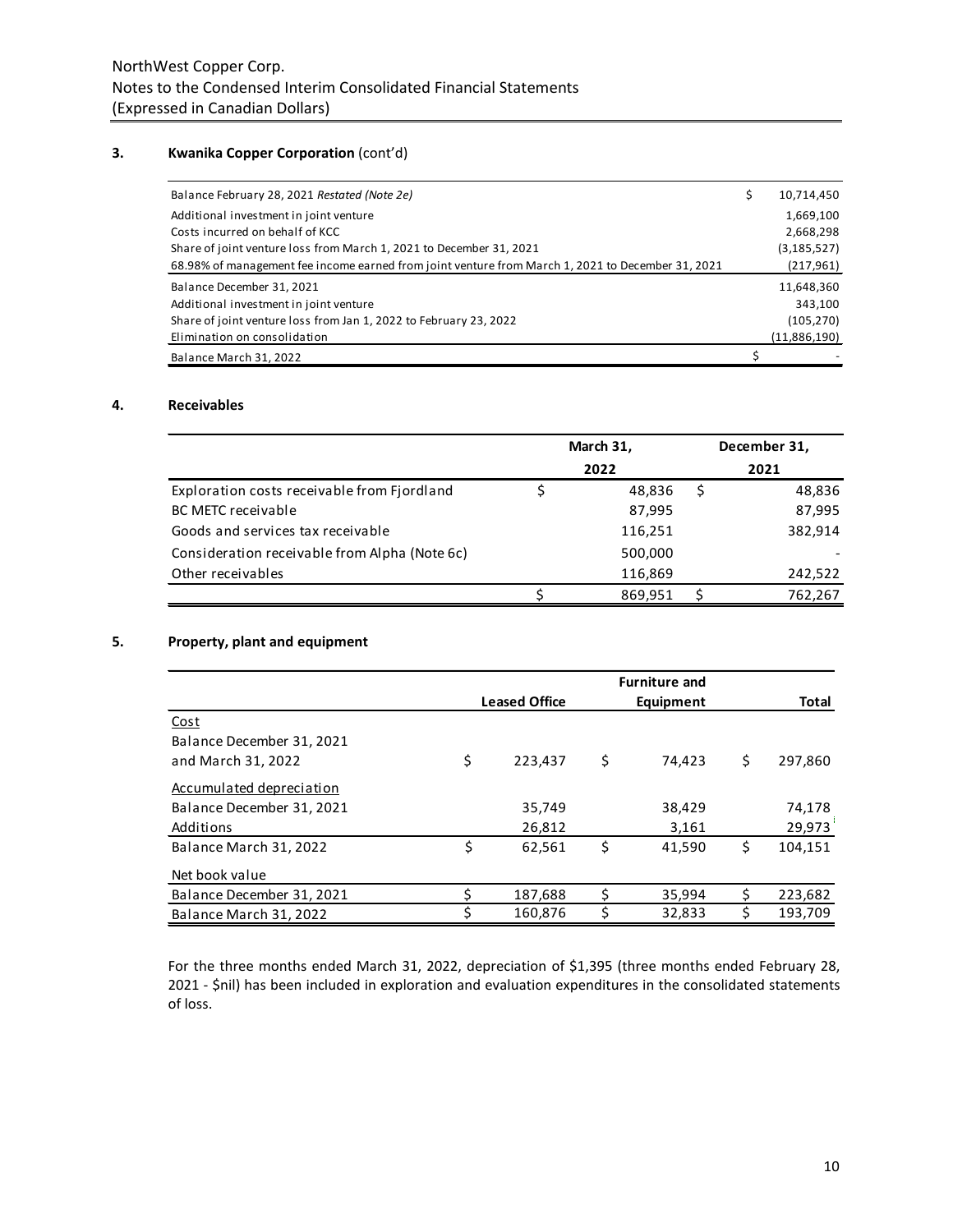### 3. Kwanika Copper Corporation (cont'd)

| | |
|---|---|
| Balance February 28, 2021 *Restated (Note 2e)* | $ 10,714,450 |
| Additional investment in joint venture | 1,669,100 |
| Costs incurred on behalf of KCC | 2,668,298 |
| Share of joint venture loss from March 1, 2021 to December 31, 2021 | (3,185,527) |
| 68.98% of management fee income earned from joint venture from March 1, 2021 to December 31, 2021 | (217,961) |
| Balance December 31, 2021 | 11,648,360 |
| Additional investment in joint venture | 343,100 |
| Share of joint venture loss from Jan 1, 2022 to February 23, 2022 | (105,270) |
| Elimination on consolidation | (11,886,190) |
| Balance March 31, 2022 | $ - |

### 4. Receivables

| | March 31, 2022 | December 31, 2021 |
|---|---|---|
| Exploration costs receivable from Fjordland | $ 48,836 | $ 48,836 |
| BC METC receivable | 87,995 | 87,995 |
| Goods and services tax receivable | 116,251 | 382,914 |
| Consideration receivable from Alpha (Note 6c) | 500,000 | - |
| Other receivables | 116,869 | 242,522 |
| | $ 869,951 | $ 762,267 |

### 5. Property, plant and equipment

| | Leased Office | Furniture and Equipment | Total |
|---|---|---|---|
| Cost | | | |
| Balance December 31, 2021 and March 31, 2022 | $ 223,437 | $ 74,423 | $ 297,860 |
| Accumulated depreciation | | | |
| Balance December 31, 2021 | 35,749 | 38,429 | 74,178 |
| Additions | 26,812 | 3,161 | 29,973 |
| Balance March 31, 2022 | $ 62,561 | $ 41,590 | $ 104,151 |
| Net book value | | | |
| Balance December 31, 2021 | $ 187,688 | $ 35,994 | $ 223,682 |
| Balance March 31, 2022 | $ 160,876 | $ 32,833 | $ 193,709 |

For the three months ended March 31, 2022, depreciation of $1,395 (three months ended February 28, 2021 - $nil) has been included in exploration and evaluation expenditures in the consolidated statements of loss.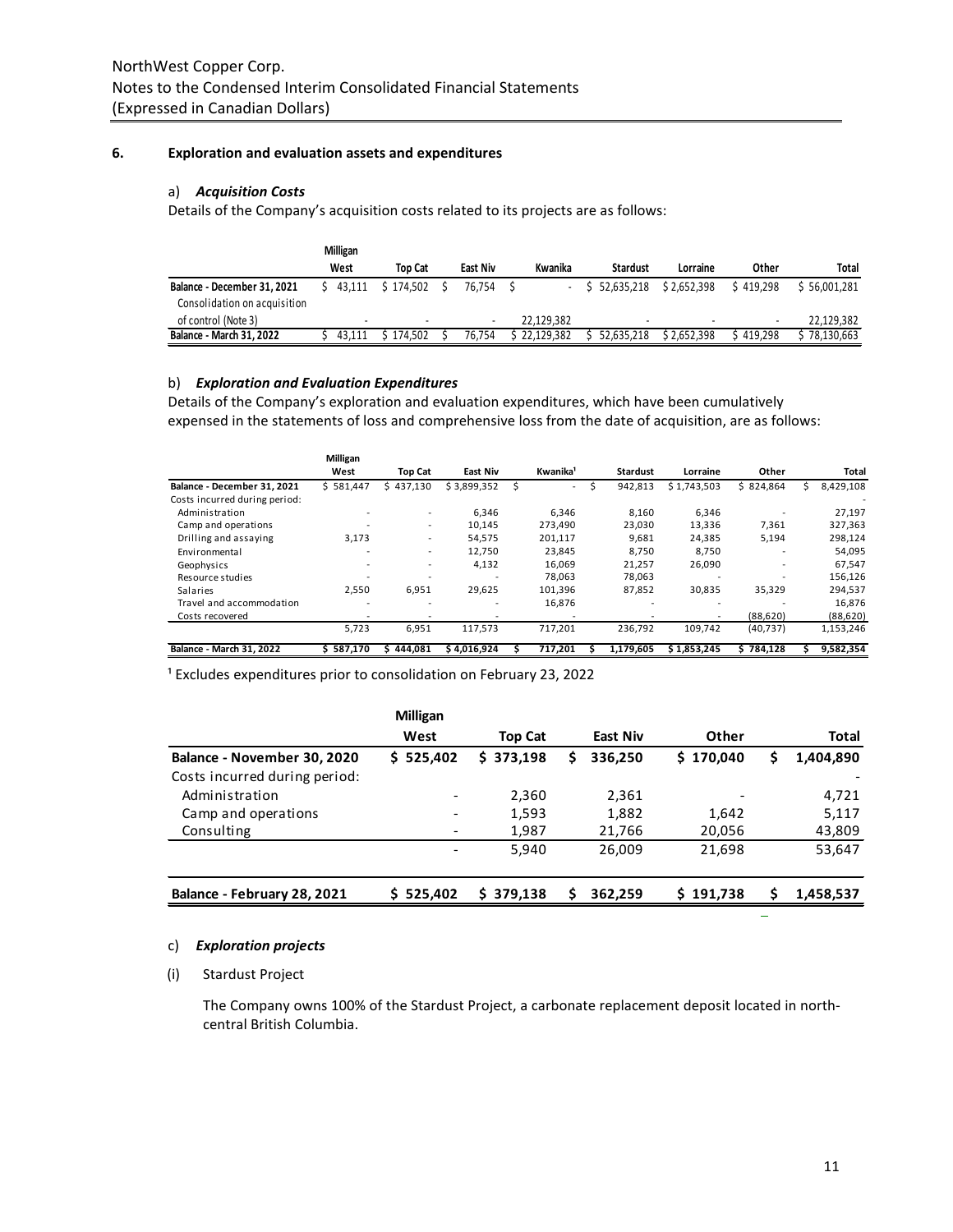## 6. Exploration and evaluation assets and expenditures

### a) *Acquisition Costs*

Details of the Company's acquisition costs related to its projects are as follows:

| | Milligan West | Top Cat | East Niv | Kwanika | Stardust | Lorraine | Other | Total |
|---|---|---|---|---|---|---|---|---|
| **Balance - December 31, 2021** | $ 43,111 | $ 174,502 | $ 76,754 | $ - | $ 52,635,218 | $ 2,652,398 | $ 419,298 | $ 56,001,281 |
| Consolidation on acquisition of control (Note 3) | - | - | - | 22,129,382 | - | - | - | 22,129,382 |
| **Balance - March 31, 2022** | $ 43,111 | $ 174,502 | $ 76,754 | $ 22,129,382 | $ 52,635,218 | $ 2,652,398 | $ 419,298 | $ 78,130,663 |

### b) *Exploration and Evaluation Expenditures*

Details of the Company's exploration and evaluation expenditures, which have been cumulatively expensed in the statements of loss and comprehensive loss from the date of acquisition, are as follows:

| | Milligan West | Top Cat | East Niv | Kwanika[1] | Stardust | Lorraine | Other | Total |
|---|---|---|---|---|---|---|---|---|
| **Balance - December 31, 2021** | $ 581,447 | $ 437,130 | $ 3,899,352 | $ - | $ 942,813 | $ 1,743,503 | $ 824,864 | $ 8,429,108 |
| Costs incurred during period: | | | | | | | | - |
| Administration | - | - | 6,346 | 6,346 | 8,160 | 6,346 | - | 27,197 |
| Camp and operations | - | - | 10,145 | 273,490 | 23,030 | 13,336 | 7,361 | 327,363 |
| Drilling and assaying | 3,173 | - | 54,575 | 201,117 | 9,681 | 24,385 | 5,194 | 298,124 |
| Environmental | - | - | 12,750 | 23,845 | 8,750 | 8,750 | - | 54,095 |
| Geophysics | - | - | 4,132 | 16,069 | 21,257 | 26,090 | - | 67,547 |
| Resource studies | - | - | - | 78,063 | 78,063 | - | - | 156,126 |
| Salaries | 2,550 | 6,951 | 29,625 | 101,396 | 87,852 | 30,835 | 35,329 | 294,537 |
| Travel and accommodation | - | - | - | 16,876 | - | - | - | 16,876 |
| Costs recovered | - | - | - | - | - | - | (88,620) | (88,620) |
| | 5,723 | 6,951 | 117,573 | 717,201 | 236,792 | 109,742 | (40,737) | 1,153,246 |
| **Balance - March 31, 2022** | $ 587,170 | $ 444,081 | $ 4,016,924 | $ 717,201 | $ 1,179,605 | $ 1,853,245 | $ 784,128 | $ 9,582,354 |

[1] Excludes expenditures prior to consolidation on February 23, 2022

| | Milligan West | Top Cat | East Niv | Other | Total |
|---|---|---|---|---|---|
| **Balance - November 30, 2020** | $ 525,402 | $ 373,198 | $ 336,250 | $ 170,040 | $ 1,404,890 |
| Costs incurred during period: | | | | | - |
| Administration | - | 2,360 | 2,361 | - | 4,721 |
| Camp and operations | - | 1,593 | 1,882 | 1,642 | 5,117 |
| Consulting | - | 1,987 | 21,766 | 20,056 | 43,809 |
| | - | 5,940 | 26,009 | 21,698 | 53,647 |
| **Balance - February 28, 2021** | $ 525,402 | $ 379,138 | $ 362,259 | $ 191,738 | $ 1,458,537 |

### c) *Exploration projects*

(i) Stardust Project

The Company owns 100% of the Stardust Project, a carbonate replacement deposit located in north-central British Columbia.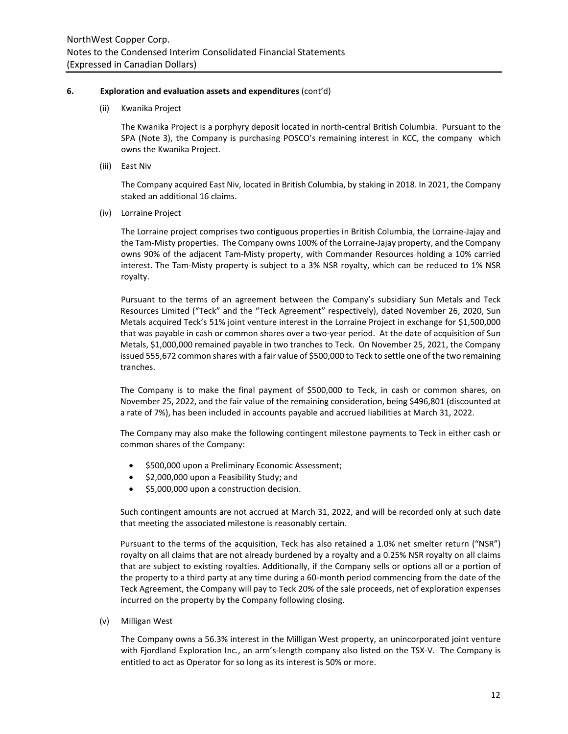**6. Exploration and evaluation assets and expenditures** (cont'd)

(ii) Kwanika Project

The Kwanika Project is a porphyry deposit located in north-central British Columbia. Pursuant to the SPA (Note 3), the Company is purchasing POSCO's remaining interest in KCC, the company which owns the Kwanika Project.

(iii) East Niv

The Company acquired East Niv, located in British Columbia, by staking in 2018. In 2021, the Company staked an additional 16 claims.

(iv) Lorraine Project

The Lorraine project comprises two contiguous properties in British Columbia, the Lorraine-Jajay and the Tam-Misty properties. The Company owns 100% of the Lorraine-Jajay property, and the Company owns 90% of the adjacent Tam-Misty property, with Commander Resources holding a 10% carried interest. The Tam-Misty property is subject to a 3% NSR royalty, which can be reduced to 1% NSR royalty.

Pursuant to the terms of an agreement between the Company's subsidiary Sun Metals and Teck Resources Limited ("Teck" and the "Teck Agreement" respectively), dated November 26, 2020, Sun Metals acquired Teck's 51% joint venture interest in the Lorraine Project in exchange for $1,500,000 that was payable in cash or common shares over a two-year period. At the date of acquisition of Sun Metals, $1,000,000 remained payable in two tranches to Teck. On November 25, 2021, the Company issued 555,672 common shares with a fair value of $500,000 to Teck to settle one of the two remaining tranches.

The Company is to make the final payment of $500,000 to Teck, in cash or common shares, on November 25, 2022, and the fair value of the remaining consideration, being $496,801 (discounted at a rate of 7%), has been included in accounts payable and accrued liabilities at March 31, 2022.

The Company may also make the following contingent milestone payments to Teck in either cash or common shares of the Company:

- $500,000 upon a Preliminary Economic Assessment;
- $2,000,000 upon a Feasibility Study; and
- $5,000,000 upon a construction decision.

Such contingent amounts are not accrued at March 31, 2022, and will be recorded only at such date that meeting the associated milestone is reasonably certain.

Pursuant to the terms of the acquisition, Teck has also retained a 1.0% net smelter return ("NSR") royalty on all claims that are not already burdened by a royalty and a 0.25% NSR royalty on all claims that are subject to existing royalties. Additionally, if the Company sells or options all or a portion of the property to a third party at any time during a 60-month period commencing from the date of the Teck Agreement, the Company will pay to Teck 20% of the sale proceeds, net of exploration expenses incurred on the property by the Company following closing.

(v) Milligan West

The Company owns a 56.3% interest in the Milligan West property, an unincorporated joint venture with Fjordland Exploration Inc., an arm's-length company also listed on the TSX-V. The Company is entitled to act as Operator for so long as its interest is 50% or more.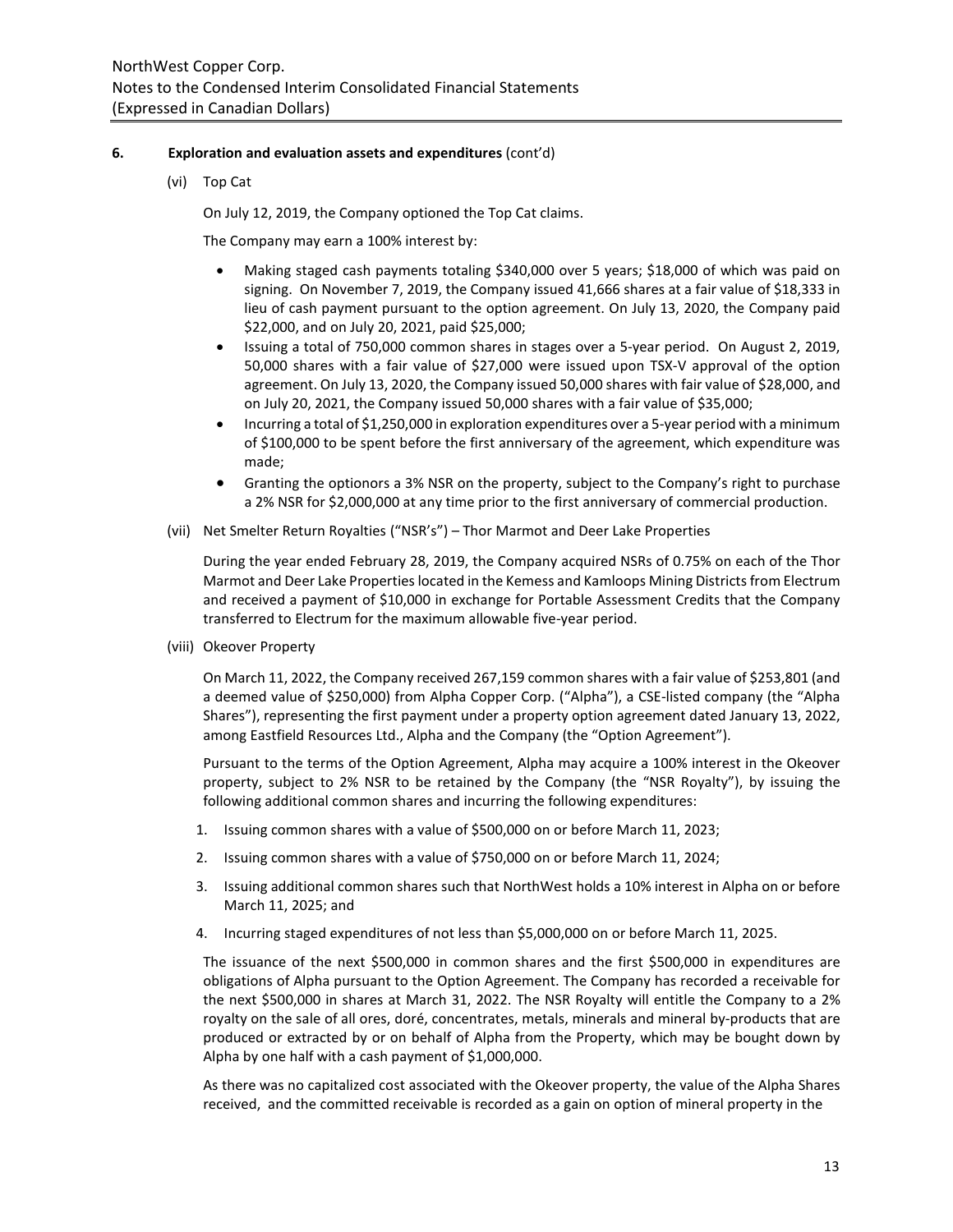## 6. Exploration and evaluation assets and expenditures (cont'd)

(vi) Top Cat

On July 12, 2019, the Company optioned the Top Cat claims.

The Company may earn a 100% interest by:

- Making staged cash payments totaling $340,000 over 5 years; $18,000 of which was paid on signing. On November 7, 2019, the Company issued 41,666 shares at a fair value of $18,333 in lieu of cash payment pursuant to the option agreement. On July 13, 2020, the Company paid $22,000, and on July 20, 2021, paid $25,000;
- Issuing a total of 750,000 common shares in stages over a 5-year period. On August 2, 2019, 50,000 shares with a fair value of $27,000 were issued upon TSX-V approval of the option agreement. On July 13, 2020, the Company issued 50,000 shares with fair value of $28,000, and on July 20, 2021, the Company issued 50,000 shares with a fair value of $35,000;
- Incurring a total of $1,250,000 in exploration expenditures over a 5-year period with a minimum of $100,000 to be spent before the first anniversary of the agreement, which expenditure was made;
- Granting the optionors a 3% NSR on the property, subject to the Company's right to purchase a 2% NSR for $2,000,000 at any time prior to the first anniversary of commercial production.

(vii) Net Smelter Return Royalties ("NSR's") – Thor Marmot and Deer Lake Properties

During the year ended February 28, 2019, the Company acquired NSRs of 0.75% on each of the Thor Marmot and Deer Lake Properties located in the Kemess and Kamloops Mining Districts from Electrum and received a payment of $10,000 in exchange for Portable Assessment Credits that the Company transferred to Electrum for the maximum allowable five-year period.

(viii) Okeover Property

On March 11, 2022, the Company received 267,159 common shares with a fair value of $253,801 (and a deemed value of $250,000) from Alpha Copper Corp. ("Alpha"), a CSE-listed company (the "Alpha Shares"), representing the first payment under a property option agreement dated January 13, 2022, among Eastfield Resources Ltd., Alpha and the Company (the "Option Agreement").

Pursuant to the terms of the Option Agreement, Alpha may acquire a 100% interest in the Okeover property, subject to 2% NSR to be retained by the Company (the "NSR Royalty"), by issuing the following additional common shares and incurring the following expenditures:

1. Issuing common shares with a value of $500,000 on or before March 11, 2023;
2. Issuing common shares with a value of $750,000 on or before March 11, 2024;
3. Issuing additional common shares such that NorthWest holds a 10% interest in Alpha on or before March 11, 2025; and
4. Incurring staged expenditures of not less than $5,000,000 on or before March 11, 2025.

The issuance of the next $500,000 in common shares and the first $500,000 in expenditures are obligations of Alpha pursuant to the Option Agreement. The Company has recorded a receivable for the next $500,000 in shares at March 31, 2022. The NSR Royalty will entitle the Company to a 2% royalty on the sale of all ores, doré, concentrates, metals, minerals and mineral by-products that are produced or extracted by or on behalf of Alpha from the Property, which may be bought down by Alpha by one half with a cash payment of $1,000,000.

As there was no capitalized cost associated with the Okeover property, the value of the Alpha Shares received, and the committed receivable is recorded as a gain on option of mineral property in the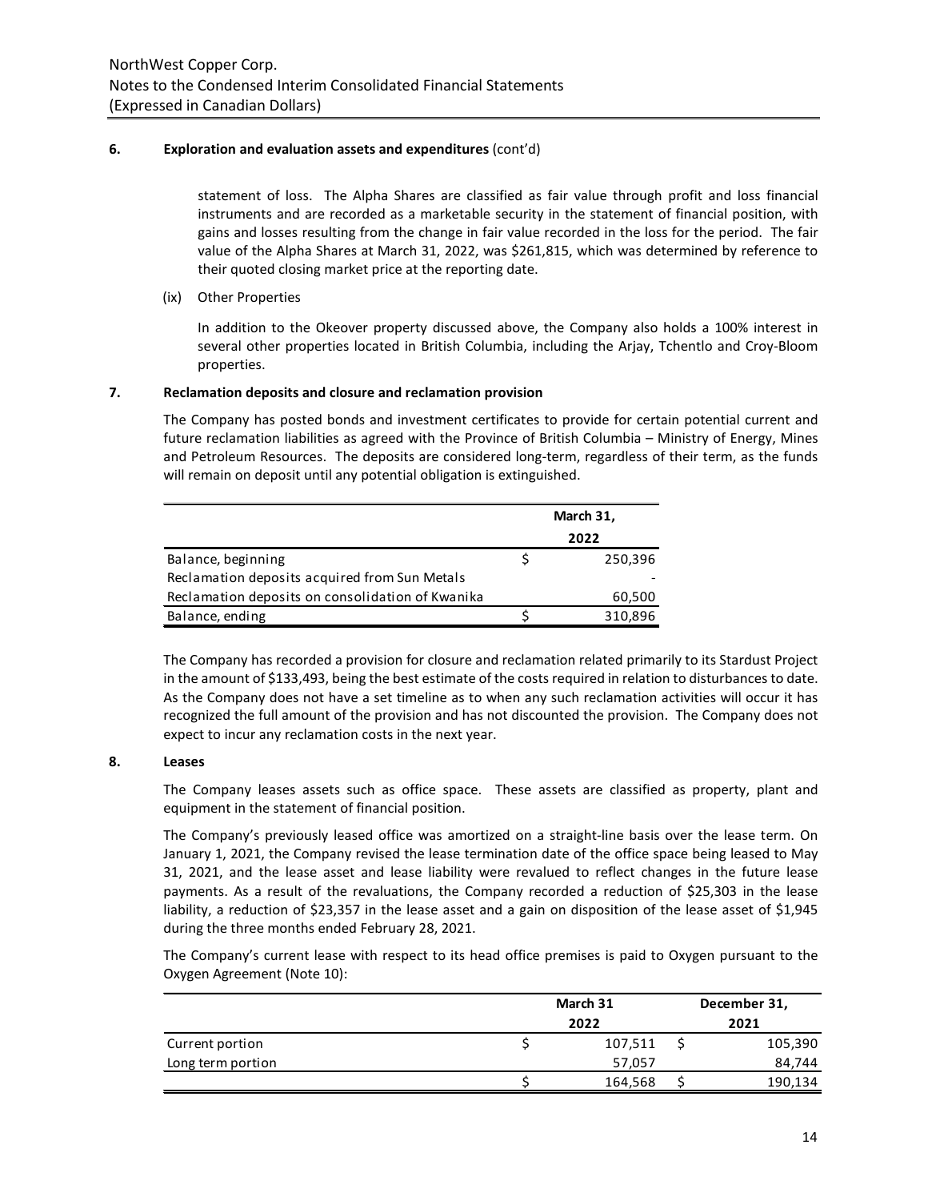## 6. Exploration and evaluation assets and expenditures (cont'd)

statement of loss. The Alpha Shares are classified as fair value through profit and loss financial instruments and are recorded as a marketable security in the statement of financial position, with gains and losses resulting from the change in fair value recorded in the loss for the period. The fair value of the Alpha Shares at March 31, 2022, was $261,815, which was determined by reference to their quoted closing market price at the reporting date.

(ix) Other Properties

In addition to the Okeover property discussed above, the Company also holds a 100% interest in several other properties located in British Columbia, including the Arjay, Tchentlo and Croy-Bloom properties.

## 7. Reclamation deposits and closure and reclamation provision

The Company has posted bonds and investment certificates to provide for certain potential current and future reclamation liabilities as agreed with the Province of British Columbia – Ministry of Energy, Mines and Petroleum Resources. The deposits are considered long-term, regardless of their term, as the funds will remain on deposit until any potential obligation is extinguished.

| | | March 31, 2022 |
|---|---|---|
| Balance, beginning | $ | 250,396 |
| Reclamation deposits acquired from Sun Metals | | - |
| Reclamation deposits on consolidation of Kwanika | | 60,500 |
| Balance, ending | $ | 310,896 |

The Company has recorded a provision for closure and reclamation related primarily to its Stardust Project in the amount of $133,493, being the best estimate of the costs required in relation to disturbances to date. As the Company does not have a set timeline as to when any such reclamation activities will occur it has recognized the full amount of the provision and has not discounted the provision. The Company does not expect to incur any reclamation costs in the next year.

## 8. Leases

The Company leases assets such as office space. These assets are classified as property, plant and equipment in the statement of financial position.

The Company's previously leased office was amortized on a straight-line basis over the lease term. On January 1, 2021, the Company revised the lease termination date of the office space being leased to May 31, 2021, and the lease asset and lease liability were revalued to reflect changes in the future lease payments. As a result of the revaluations, the Company recorded a reduction of $25,303 in the lease liability, a reduction of $23,357 in the lease asset and a gain on disposition of the lease asset of $1,945 during the three months ended February 28, 2021.

The Company's current lease with respect to its head office premises is paid to Oxygen pursuant to the Oxygen Agreement (Note 10):

| | | March 31 2022 | | December 31, 2021 |
|---|---|---|---|---|
| Current portion | $ | 107,511 | $ | 105,390 |
| Long term portion | | 57,057 | | 84,744 |
| | $ | 164,568 | $ | 190,134 |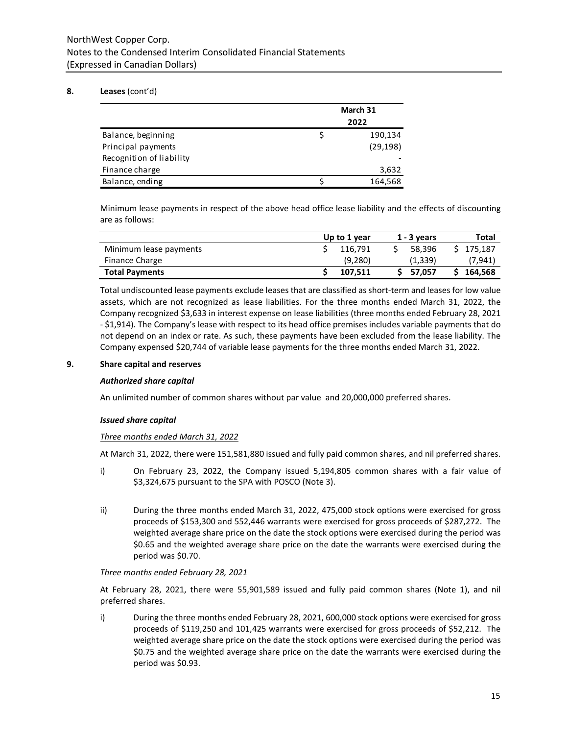## 8. Leases (cont'd)

| | March 31 2022 |
|---|---|
| Balance, beginning | $ 190,134 |
| Principal payments | (29,198) |
| Recognition of liability | - |
| Finance charge | 3,632 |
| Balance, ending | $ 164,568 |

Minimum lease payments in respect of the above head office lease liability and the effects of discounting are as follows:

| | Up to 1 year | 1 - 3 years | Total |
|---|---|---|---|
| Minimum lease payments | $ 116,791 | $ 58,396 | $ 175,187 |
| Finance Charge | (9,280) | (1,339) | (7,941) |
| **Total Payments** | **$ 107,511** | **$ 57,057** | **$ 164,568** |

Total undiscounted lease payments exclude leases that are classified as short-term and leases for low value assets, which are not recognized as lease liabilities. For the three months ended March 31, 2022, the Company recognized $3,633 in interest expense on lease liabilities (three months ended February 28, 2021 - $1,914). The Company's lease with respect to its head office premises includes variable payments that do not depend on an index or rate. As such, these payments have been excluded from the lease liability. The Company expensed $20,744 of variable lease payments for the three months ended March 31, 2022.

## 9. Share capital and reserves

### *Authorized share capital*

An unlimited number of common shares without par value and 20,000,000 preferred shares.

### *Issued share capital*

*Three months ended March 31, 2022*

At March 31, 2022, there were 151,581,880 issued and fully paid common shares, and nil preferred shares.

i) On February 23, 2022, the Company issued 5,194,805 common shares with a fair value of $3,324,675 pursuant to the SPA with POSCO (Note 3).

ii) During the three months ended March 31, 2022, 475,000 stock options were exercised for gross proceeds of $153,300 and 552,446 warrants were exercised for gross proceeds of $287,272. The weighted average share price on the date the stock options were exercised during the period was $0.65 and the weighted average share price on the date the warrants were exercised during the period was $0.70.

*Three months ended February 28, 2021*

At February 28, 2021, there were 55,901,589 issued and fully paid common shares (Note 1), and nil preferred shares.

i) During the three months ended February 28, 2021, 600,000 stock options were exercised for gross proceeds of $119,250 and 101,425 warrants were exercised for gross proceeds of $52,212. The weighted average share price on the date the stock options were exercised during the period was $0.75 and the weighted average share price on the date the warrants were exercised during the period was $0.93.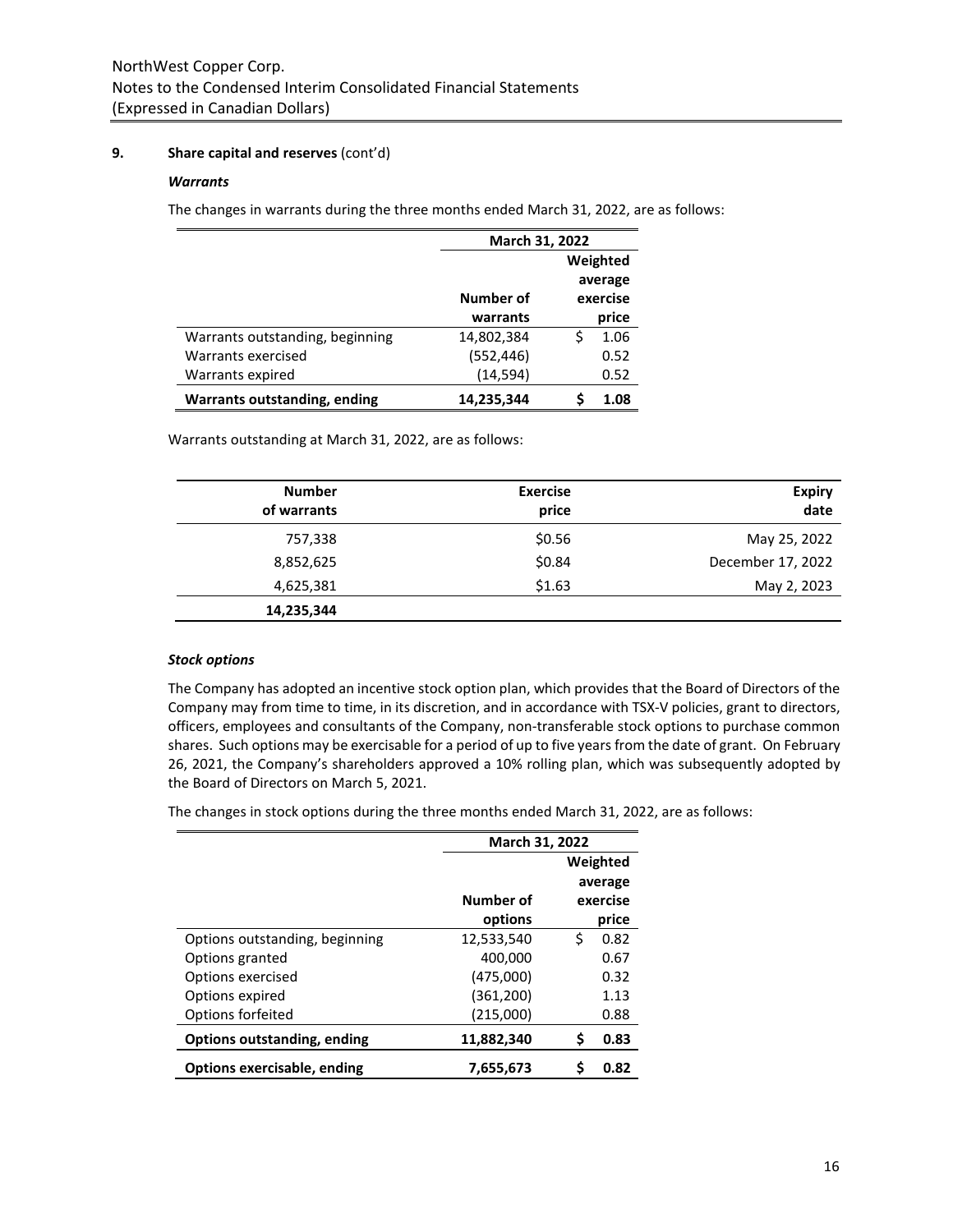## 9. Share capital and reserves (cont'd)

### *Warrants*

The changes in warrants during the three months ended March 31, 2022, are as follows:

| | March 31, 2022 | |
|---|---|---|
| | Number of warrants | Weighted average exercise price |
| Warrants outstanding, beginning | 14,802,384 | $ 1.06 |
| Warrants exercised | (552,446) | 0.52 |
| Warrants expired | (14,594) | 0.52 |
| **Warrants outstanding, ending** | **14,235,344** | **$ 1.08** |

Warrants outstanding at March 31, 2022, are as follows:

| Number of warrants | Exercise price | Expiry date |
|---|---|---|
| 757,338 | $0.56 | May 25, 2022 |
| 8,852,625 | $0.84 | December 17, 2022 |
| 4,625,381 | $1.63 | May 2, 2023 |
| **14,235,344** | | |

### *Stock options*

The Company has adopted an incentive stock option plan, which provides that the Board of Directors of the Company may from time to time, in its discretion, and in accordance with TSX-V policies, grant to directors, officers, employees and consultants of the Company, non-transferable stock options to purchase common shares. Such options may be exercisable for a period of up to five years from the date of grant. On February 26, 2021, the Company's shareholders approved a 10% rolling plan, which was subsequently adopted by the Board of Directors on March 5, 2021.

The changes in stock options during the three months ended March 31, 2022, are as follows:

| | March 31, 2022 | |
|---|---|---|
| | Number of options | Weighted average exercise price |
| Options outstanding, beginning | 12,533,540 | $ 0.82 |
| Options granted | 400,000 | 0.67 |
| Options exercised | (475,000) | 0.32 |
| Options expired | (361,200) | 1.13 |
| Options forfeited | (215,000) | 0.88 |
| **Options outstanding, ending** | **11,882,340** | **$ 0.83** |
| **Options exercisable, ending** | **7,655,673** | **$ 0.82** |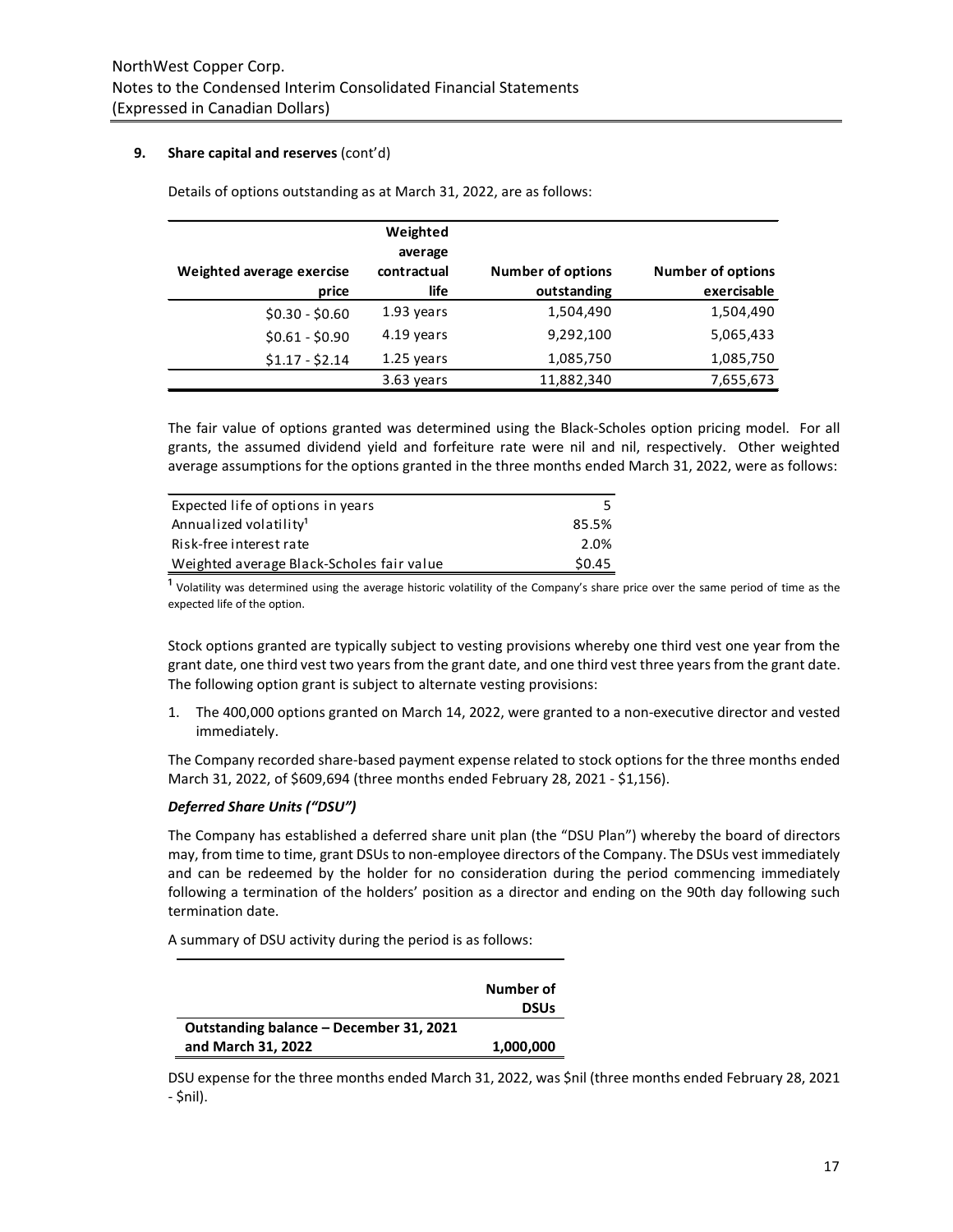**9. Share capital and reserves** (cont'd)

Details of options outstanding as at March 31, 2022, are as follows:

| Weighted average exercise price | Weighted average contractual life | Number of options outstanding | Number of options exercisable |
|---:|---:|---:|---:|
| $0.30 - $0.60 | 1.93 years | 1,504,490 | 1,504,490 |
| $0.61 - $0.90 | 4.19 years | 9,292,100 | 5,065,433 |
| $1.17 - $2.14 | 1.25 years | 1,085,750 | 1,085,750 |
| | 3.63 years | 11,882,340 | 7,655,673 |

The fair value of options granted was determined using the Black-Scholes option pricing model. For all grants, the assumed dividend yield and forfeiture rate were nil and nil, respectively. Other weighted average assumptions for the options granted in the three months ended March 31, 2022, were as follows:

| | |
|---|---:|
| Expected life of options in years | 5 |
| Annualized volatility[1] | 85.5% |
| Risk-free interest rate | 2.0% |
| Weighted average Black-Scholes fair value | $0.45 |

[1] Volatility was determined using the average historic volatility of the Company's share price over the same period of time as the expected life of the option.

Stock options granted are typically subject to vesting provisions whereby one third vest one year from the grant date, one third vest two years from the grant date, and one third vest three years from the grant date. The following option grant is subject to alternate vesting provisions:

1. The 400,000 options granted on March 14, 2022, were granted to a non-executive director and vested immediately.

The Company recorded share-based payment expense related to stock options for the three months ended March 31, 2022, of $609,694 (three months ended February 28, 2021 - $1,156).

***Deferred Share Units ("DSU")***

The Company has established a deferred share unit plan (the "DSU Plan") whereby the board of directors may, from time to time, grant DSUs to non-employee directors of the Company. The DSUs vest immediately and can be redeemed by the holder for no consideration during the period commencing immediately following a termination of the holders' position as a director and ending on the 90th day following such termination date.

A summary of DSU activity during the period is as follows:

| | Number of DSUs |
|---|---:|
| **Outstanding balance – December 31, 2021 and March 31, 2022** | **1,000,000** |

DSU expense for the three months ended March 31, 2022, was $nil (three months ended February 28, 2021 - $nil).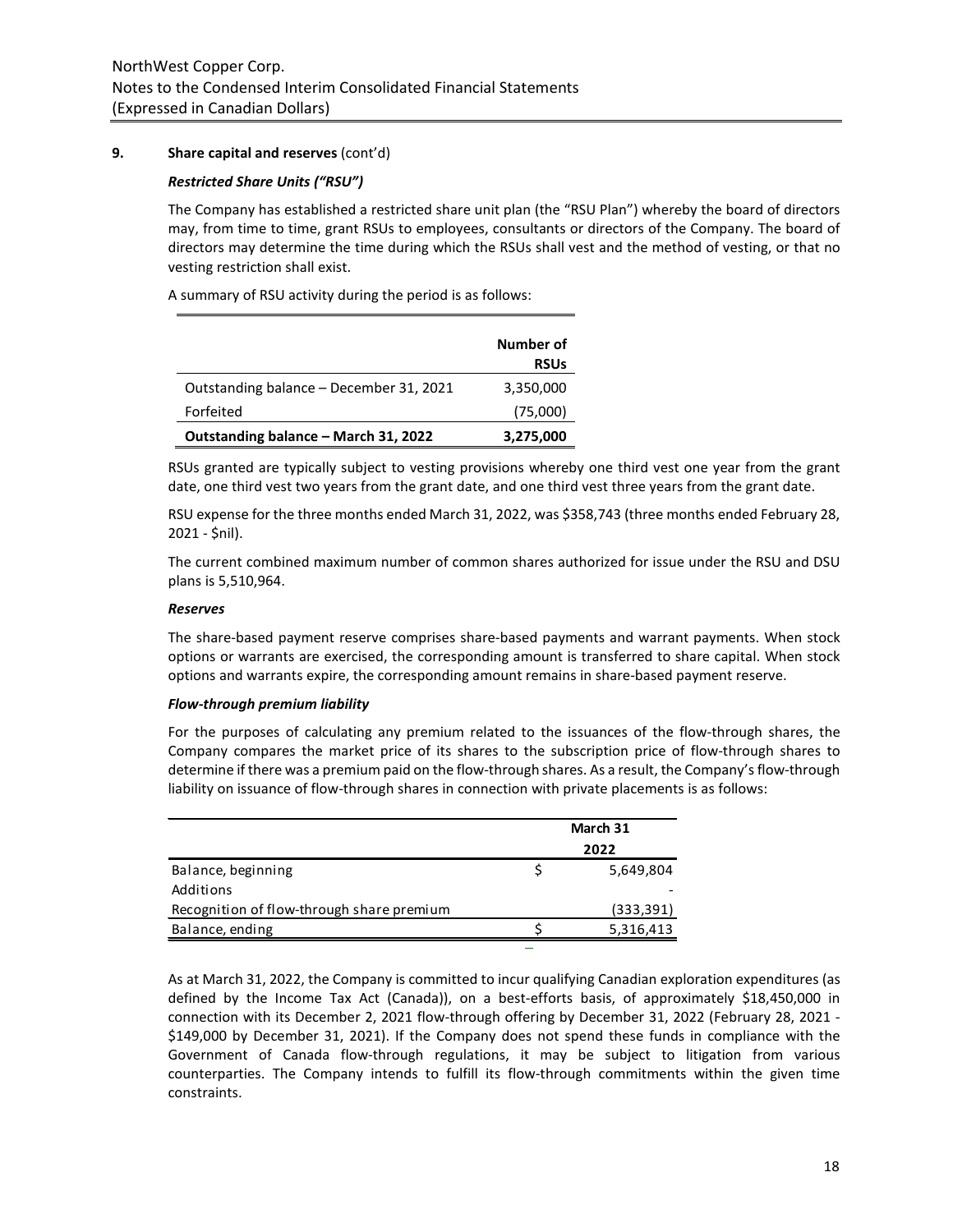## 9. Share capital and reserves (cont'd)

### *Restricted Share Units ("RSU")*

The Company has established a restricted share unit plan (the "RSU Plan") whereby the board of directors may, from time to time, grant RSUs to employees, consultants or directors of the Company. The board of directors may determine the time during which the RSUs shall vest and the method of vesting, or that no vesting restriction shall exist.

A summary of RSU activity during the period is as follows:

| | Number of RSUs |
|---|---|
| Outstanding balance – December 31, 2021 | 3,350,000 |
| Forfeited | (75,000) |
| **Outstanding balance – March 31, 2022** | **3,275,000** |

RSUs granted are typically subject to vesting provisions whereby one third vest one year from the grant date, one third vest two years from the grant date, and one third vest three years from the grant date.

RSU expense for the three months ended March 31, 2022, was $358,743 (three months ended February 28, 2021 - $nil).

The current combined maximum number of common shares authorized for issue under the RSU and DSU plans is 5,510,964.

### *Reserves*

The share-based payment reserve comprises share-based payments and warrant payments. When stock options or warrants are exercised, the corresponding amount is transferred to share capital. When stock options and warrants expire, the corresponding amount remains in share-based payment reserve.

### *Flow-through premium liability*

For the purposes of calculating any premium related to the issuances of the flow-through shares, the Company compares the market price of its shares to the subscription price of flow-through shares to determine if there was a premium paid on the flow-through shares. As a result, the Company's flow-through liability on issuance of flow-through shares in connection with private placements is as follows:

| | March 31 2022 |
|---|---|
| Balance, beginning | $ 5,649,804 |
| Additions | - |
| Recognition of flow-through share premium | (333,391) |
| Balance, ending | $ 5,316,413 |

As at March 31, 2022, the Company is committed to incur qualifying Canadian exploration expenditures (as defined by the Income Tax Act (Canada)), on a best-efforts basis, of approximately $18,450,000 in connection with its December 2, 2021 flow-through offering by December 31, 2022 (February 28, 2021 - $149,000 by December 31, 2021). If the Company does not spend these funds in compliance with the Government of Canada flow-through regulations, it may be subject to litigation from various counterparties. The Company intends to fulfill its flow-through commitments within the given time constraints.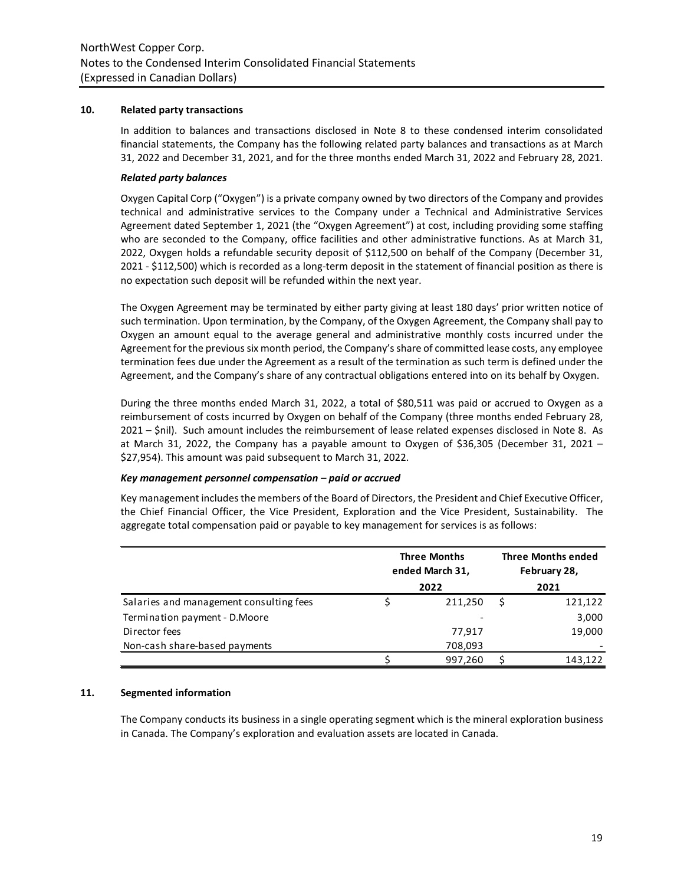## 10. Related party transactions

In addition to balances and transactions disclosed in Note 8 to these condensed interim consolidated financial statements, the Company has the following related party balances and transactions as at March 31, 2022 and December 31, 2021, and for the three months ended March 31, 2022 and February 28, 2021.

### *Related party balances*

Oxygen Capital Corp ("Oxygen") is a private company owned by two directors of the Company and provides technical and administrative services to the Company under a Technical and Administrative Services Agreement dated September 1, 2021 (the "Oxygen Agreement") at cost, including providing some staffing who are seconded to the Company, office facilities and other administrative functions. As at March 31, 2022, Oxygen holds a refundable security deposit of $112,500 on behalf of the Company (December 31, 2021 - $112,500) which is recorded as a long-term deposit in the statement of financial position as there is no expectation such deposit will be refunded within the next year.

The Oxygen Agreement may be terminated by either party giving at least 180 days' prior written notice of such termination. Upon termination, by the Company, of the Oxygen Agreement, the Company shall pay to Oxygen an amount equal to the average general and administrative monthly costs incurred under the Agreement for the previous six month period, the Company's share of committed lease costs, any employee termination fees due under the Agreement as a result of the termination as such term is defined under the Agreement, and the Company's share of any contractual obligations entered into on its behalf by Oxygen.

During the three months ended March 31, 2022, a total of $80,511 was paid or accrued to Oxygen as a reimbursement of costs incurred by Oxygen on behalf of the Company (three months ended February 28, 2021 – $nil). Such amount includes the reimbursement of lease related expenses disclosed in Note 8. As at March 31, 2022, the Company has a payable amount to Oxygen of $36,305 (December 31, 2021 – $27,954). This amount was paid subsequent to March 31, 2022.

### *Key management personnel compensation – paid or accrued*

Key management includes the members of the Board of Directors, the President and Chief Executive Officer, the Chief Financial Officer, the Vice President, Exploration and the Vice President, Sustainability. The aggregate total compensation paid or payable to key management for services is as follows:

| | Three Months ended March 31, 2022 | Three Months ended February 28, 2021 |
|---|---|---|
| Salaries and management consulting fees | $ 211,250 | $ 121,122 |
| Termination payment - D.Moore | - | 3,000 |
| Director fees | 77,917 | 19,000 |
| Non-cash share-based payments | 708,093 | - |
| | $ 997,260 | $ 143,122 |

## 11. Segmented information

The Company conducts its business in a single operating segment which is the mineral exploration business in Canada. The Company's exploration and evaluation assets are located in Canada.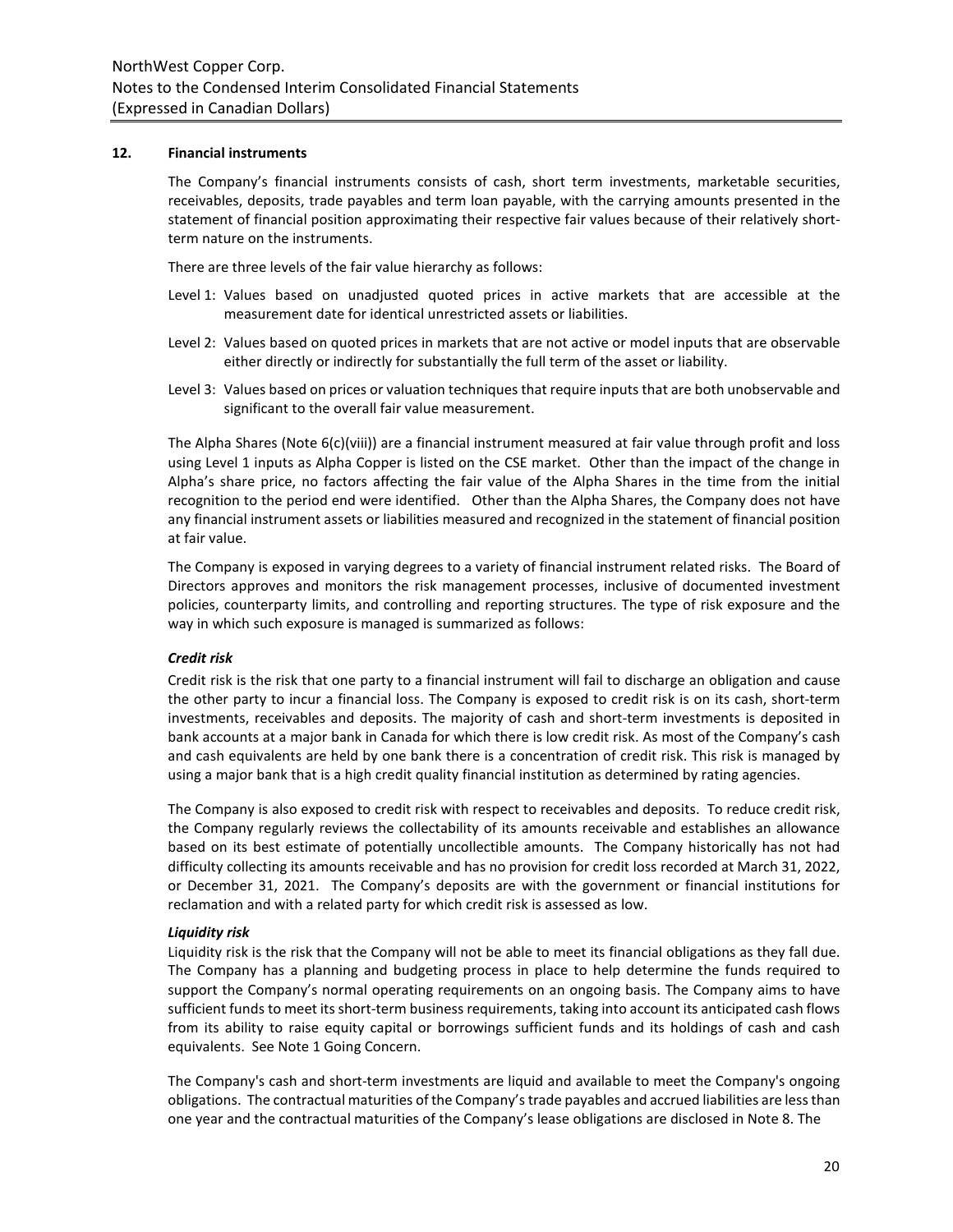## 12. Financial instruments

The Company's financial instruments consists of cash, short term investments, marketable securities, receivables, deposits, trade payables and term loan payable, with the carrying amounts presented in the statement of financial position approximating their respective fair values because of their relatively short-term nature on the instruments.

There are three levels of the fair value hierarchy as follows:

- Level 1: Values based on unadjusted quoted prices in active markets that are accessible at the measurement date for identical unrestricted assets or liabilities.
- Level 2: Values based on quoted prices in markets that are not active or model inputs that are observable either directly or indirectly for substantially the full term of the asset or liability.
- Level 3: Values based on prices or valuation techniques that require inputs that are both unobservable and significant to the overall fair value measurement.

The Alpha Shares (Note 6(c)(viii)) are a financial instrument measured at fair value through profit and loss using Level 1 inputs as Alpha Copper is listed on the CSE market. Other than the impact of the change in Alpha's share price, no factors affecting the fair value of the Alpha Shares in the time from the initial recognition to the period end were identified. Other than the Alpha Shares, the Company does not have any financial instrument assets or liabilities measured and recognized in the statement of financial position at fair value.

The Company is exposed in varying degrees to a variety of financial instrument related risks. The Board of Directors approves and monitors the risk management processes, inclusive of documented investment policies, counterparty limits, and controlling and reporting structures. The type of risk exposure and the way in which such exposure is managed is summarized as follows:

***Credit risk***

Credit risk is the risk that one party to a financial instrument will fail to discharge an obligation and cause the other party to incur a financial loss. The Company is exposed to credit risk is on its cash, short-term investments, receivables and deposits. The majority of cash and short-term investments is deposited in bank accounts at a major bank in Canada for which there is low credit risk. As most of the Company's cash and cash equivalents are held by one bank there is a concentration of credit risk. This risk is managed by using a major bank that is a high credit quality financial institution as determined by rating agencies.

The Company is also exposed to credit risk with respect to receivables and deposits. To reduce credit risk, the Company regularly reviews the collectability of its amounts receivable and establishes an allowance based on its best estimate of potentially uncollectible amounts. The Company historically has not had difficulty collecting its amounts receivable and has no provision for credit loss recorded at March 31, 2022, or December 31, 2021. The Company's deposits are with the government or financial institutions for reclamation and with a related party for which credit risk is assessed as low.

***Liquidity risk***

Liquidity risk is the risk that the Company will not be able to meet its financial obligations as they fall due. The Company has a planning and budgeting process in place to help determine the funds required to support the Company's normal operating requirements on an ongoing basis. The Company aims to have sufficient funds to meet its short-term business requirements, taking into account its anticipated cash flows from its ability to raise equity capital or borrowings sufficient funds and its holdings of cash and cash equivalents. See Note 1 Going Concern.

The Company's cash and short-term investments are liquid and available to meet the Company's ongoing obligations. The contractual maturities of the Company's trade payables and accrued liabilities are less than one year and the contractual maturities of the Company's lease obligations are disclosed in Note 8. The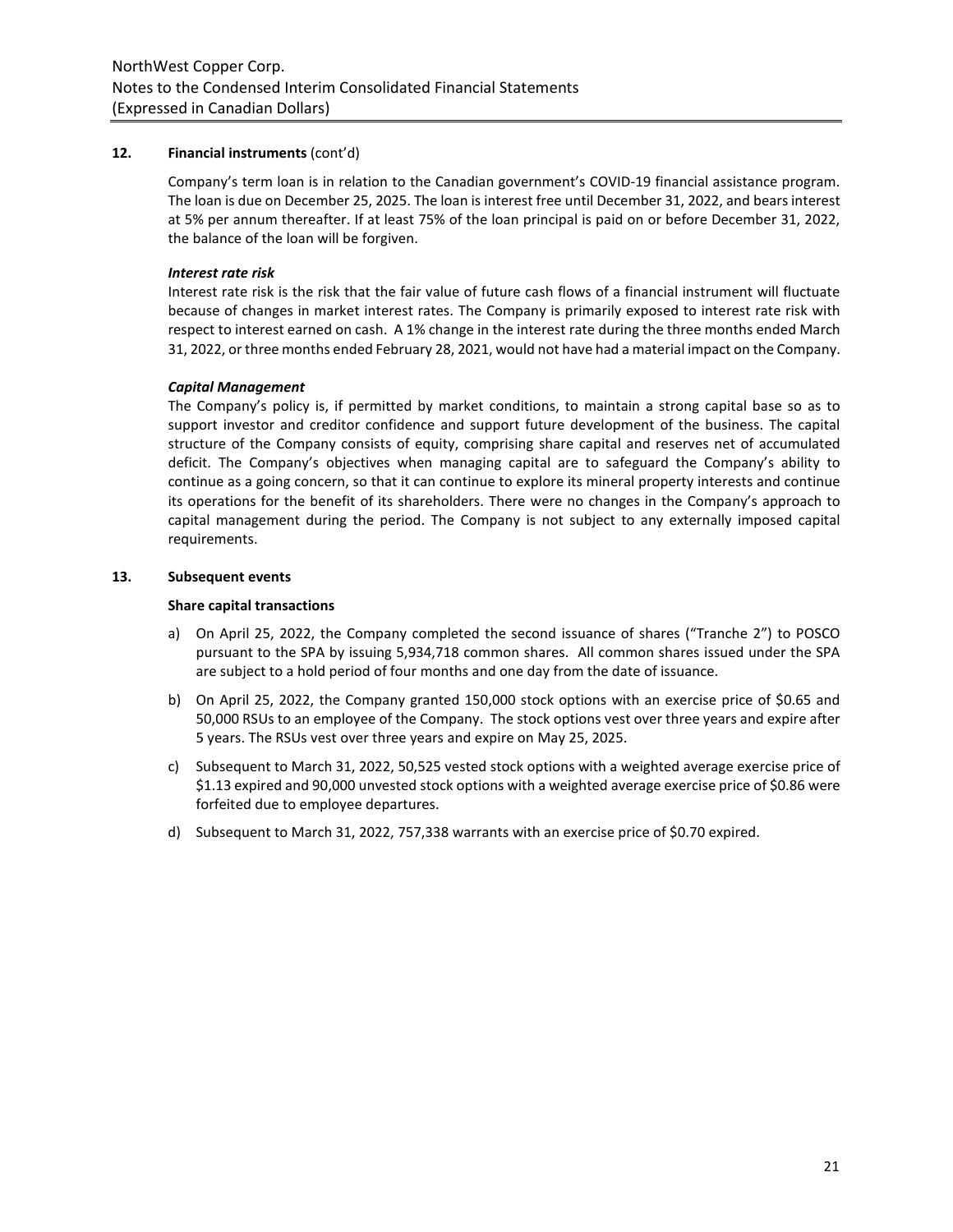## 12. Financial instruments (cont'd)

Company's term loan is in relation to the Canadian government's COVID-19 financial assistance program. The loan is due on December 25, 2025. The loan is interest free until December 31, 2022, and bears interest at 5% per annum thereafter. If at least 75% of the loan principal is paid on or before December 31, 2022, the balance of the loan will be forgiven.

***Interest rate risk***

Interest rate risk is the risk that the fair value of future cash flows of a financial instrument will fluctuate because of changes in market interest rates. The Company is primarily exposed to interest rate risk with respect to interest earned on cash. A 1% change in the interest rate during the three months ended March 31, 2022, or three months ended February 28, 2021, would not have had a material impact on the Company.

***Capital Management***

The Company's policy is, if permitted by market conditions, to maintain a strong capital base so as to support investor and creditor confidence and support future development of the business. The capital structure of the Company consists of equity, comprising share capital and reserves net of accumulated deficit. The Company's objectives when managing capital are to safeguard the Company's ability to continue as a going concern, so that it can continue to explore its mineral property interests and continue its operations for the benefit of its shareholders. There were no changes in the Company's approach to capital management during the period. The Company is not subject to any externally imposed capital requirements.

## 13. Subsequent events

**Share capital transactions**

a) On April 25, 2022, the Company completed the second issuance of shares ("Tranche 2") to POSCO pursuant to the SPA by issuing 5,934,718 common shares. All common shares issued under the SPA are subject to a hold period of four months and one day from the date of issuance.

b) On April 25, 2022, the Company granted 150,000 stock options with an exercise price of $0.65 and 50,000 RSUs to an employee of the Company. The stock options vest over three years and expire after 5 years. The RSUs vest over three years and expire on May 25, 2025.

c) Subsequent to March 31, 2022, 50,525 vested stock options with a weighted average exercise price of $1.13 expired and 90,000 unvested stock options with a weighted average exercise price of $0.86 were forfeited due to employee departures.

d) Subsequent to March 31, 2022, 757,338 warrants with an exercise price of $0.70 expired.